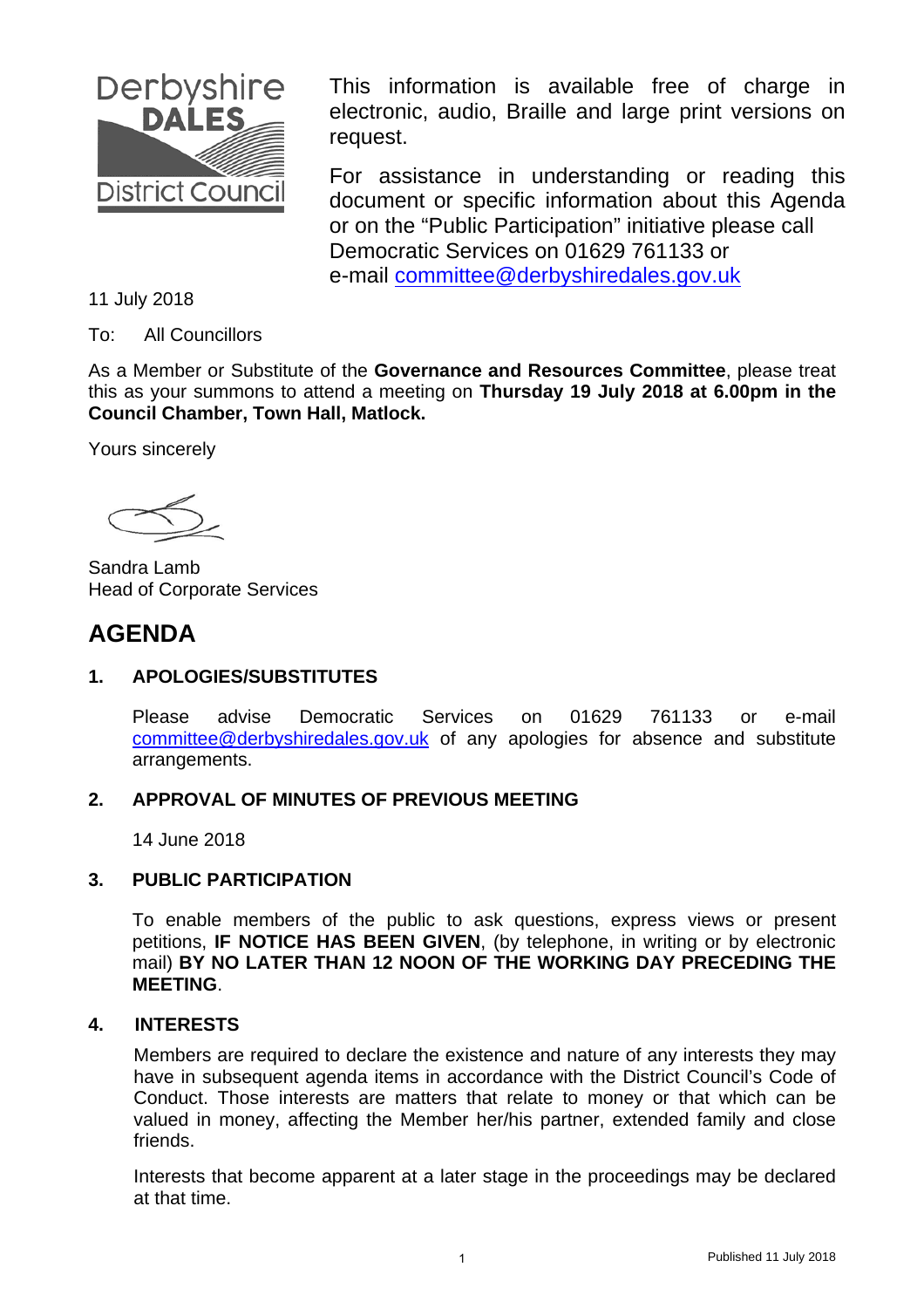Derbyshire DALES District Council

This information is available free of charge in electronic, audio, Braille and large print versions on request.

For assistance in understanding or reading this document or specific information about this Agenda or on the "Public Participation" initiative please call Democratic Services on 01629 761133 or e-mail committee@derbyshiredales.gov.uk

11 July 2018

To: All Councillors

As a Member or Substitute of the **Governance and Resources Committee**, please treat this as your summons to attend a meeting on **Thursday 19 July 2018 at 6.00pm in the Council Chamber, Town Hall, Matlock.**

Yours sincerely

Sandra Lamb
Head of Corporate Services

# AGENDA

## 1. APOLOGIES/SUBSTITUTES

Please advise Democratic Services on 01629 761133 or e-mail committee@derbyshiredales.gov.uk of any apologies for absence and substitute arrangements.

## 2. APPROVAL OF MINUTES OF PREVIOUS MEETING

14 June 2018

## 3. PUBLIC PARTICIPATION

To enable members of the public to ask questions, express views or present petitions, **IF NOTICE HAS BEEN GIVEN**, (by telephone, in writing or by electronic mail) **BY NO LATER THAN 12 NOON OF THE WORKING DAY PRECEDING THE MEETING**.

## 4. INTERESTS

Members are required to declare the existence and nature of any interests they may have in subsequent agenda items in accordance with the District Council's Code of Conduct. Those interests are matters that relate to money or that which can be valued in money, affecting the Member her/his partner, extended family and close friends.

Interests that become apparent at a later stage in the proceedings may be declared at that time.

Published 11 July 2018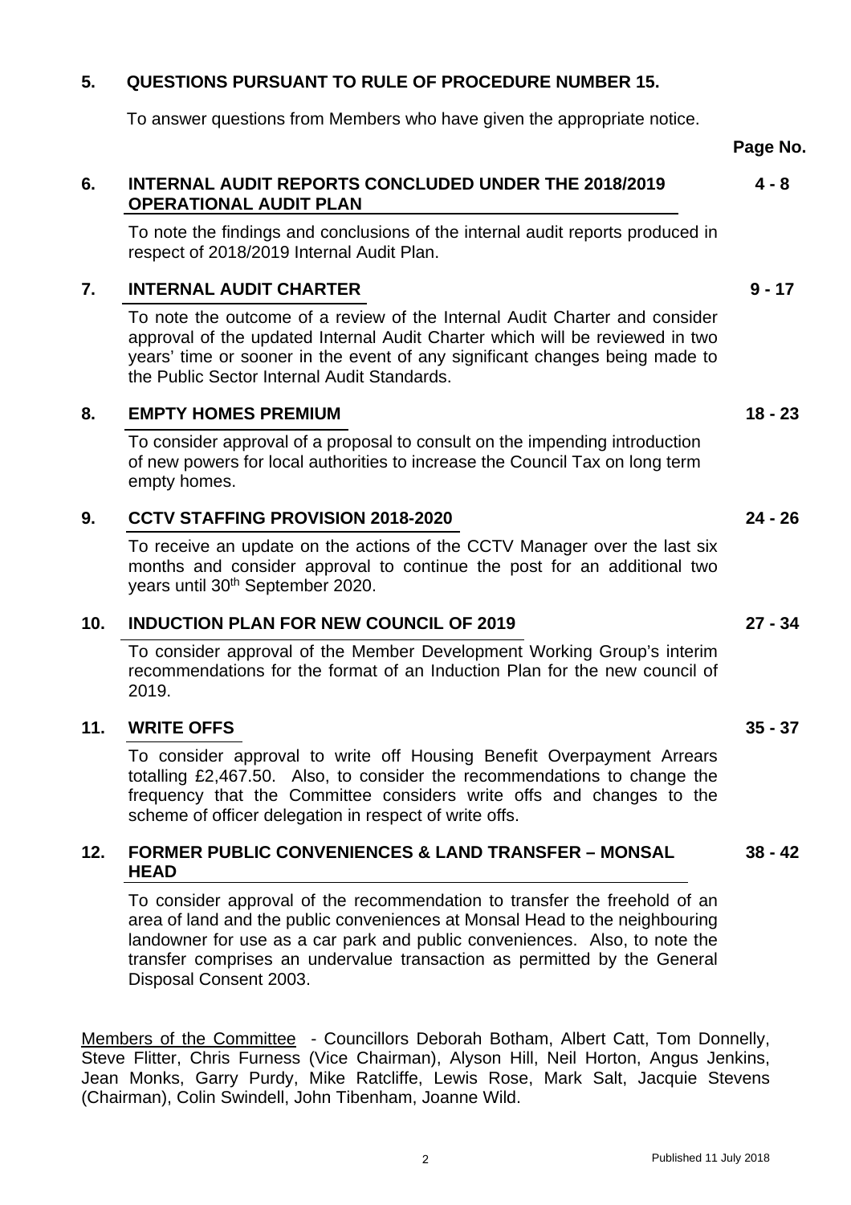**5. QUESTIONS PURSUANT TO RULE OF PROCEDURE NUMBER 15.**

To answer questions from Members who have given the appropriate notice.

**Page No.**

**6. INTERNAL AUDIT REPORTS CONCLUDED UNDER THE 2018/2019 OPERATIONAL AUDIT PLAN** **4 - 8**

To note the findings and conclusions of the internal audit reports produced in respect of 2018/2019 Internal Audit Plan.

**7. INTERNAL AUDIT CHARTER** **9 - 17**

To note the outcome of a review of the Internal Audit Charter and consider approval of the updated Internal Audit Charter which will be reviewed in two years' time or sooner in the event of any significant changes being made to the Public Sector Internal Audit Standards.

**8. EMPTY HOMES PREMIUM** **18 - 23**

To consider approval of a proposal to consult on the impending introduction of new powers for local authorities to increase the Council Tax on long term empty homes.

**9. CCTV STAFFING PROVISION 2018-2020** **24 - 26**

To receive an update on the actions of the CCTV Manager over the last six months and consider approval to continue the post for an additional two years until 30th September 2020.

**10. INDUCTION PLAN FOR NEW COUNCIL OF 2019** **27 - 34**

To consider approval of the Member Development Working Group's interim recommendations for the format of an Induction Plan for the new council of 2019.

**11. WRITE OFFS** **35 - 37**

To consider approval to write off Housing Benefit Overpayment Arrears totalling £2,467.50. Also, to consider the recommendations to change the frequency that the Committee considers write offs and changes to the scheme of officer delegation in respect of write offs.

**12. FORMER PUBLIC CONVENIENCES & LAND TRANSFER – MONSAL HEAD** **38 - 42**

To consider approval of the recommendation to transfer the freehold of an area of land and the public conveniences at Monsal Head to the neighbouring landowner for use as a car park and public conveniences. Also, to note the transfer comprises an undervalue transaction as permitted by the General Disposal Consent 2003.

Members of the Committee - Councillors Deborah Botham, Albert Catt, Tom Donnelly, Steve Flitter, Chris Furness (Vice Chairman), Alyson Hill, Neil Horton, Angus Jenkins, Jean Monks, Garry Purdy, Mike Ratcliffe, Lewis Rose, Mark Salt, Jacquie Stevens (Chairman), Colin Swindell, John Tibenham, Joanne Wild.

Published 11 July 2018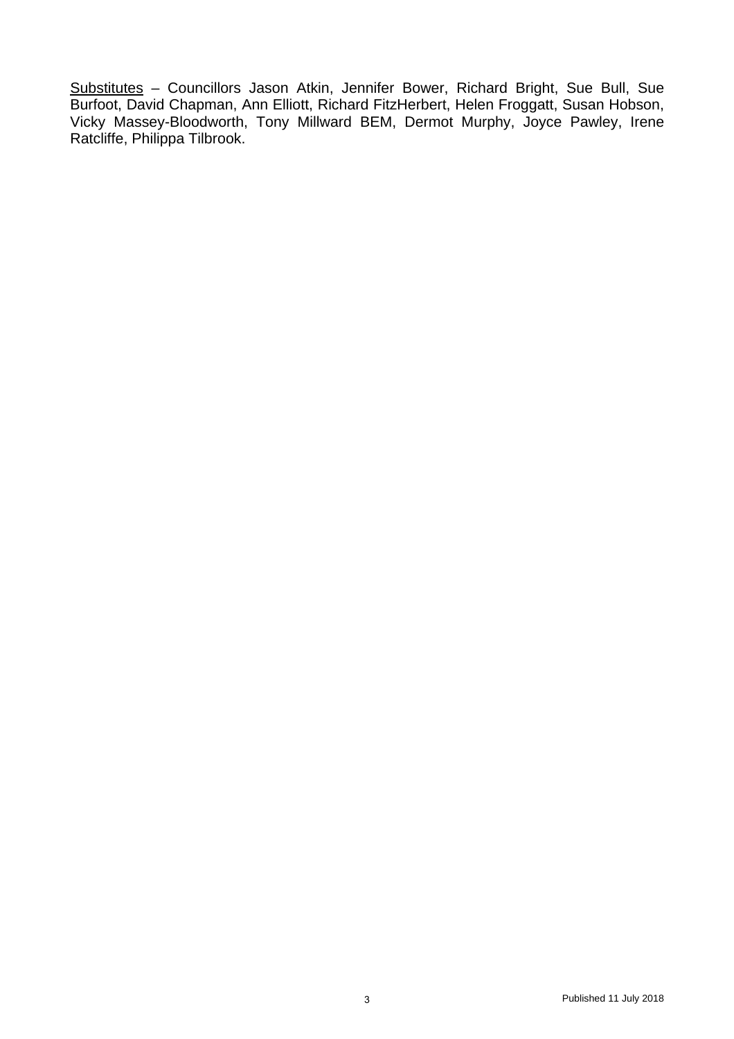<u>Substitutes</u> – Councillors Jason Atkin, Jennifer Bower, Richard Bright, Sue Bull, Sue Burfoot, David Chapman, Ann Elliott, Richard FitzHerbert, Helen Froggatt, Susan Hobson, Vicky Massey-Bloodworth, Tony Millward BEM, Dermot Murphy, Joyce Pawley, Irene Ratcliffe, Philippa Tilbrook.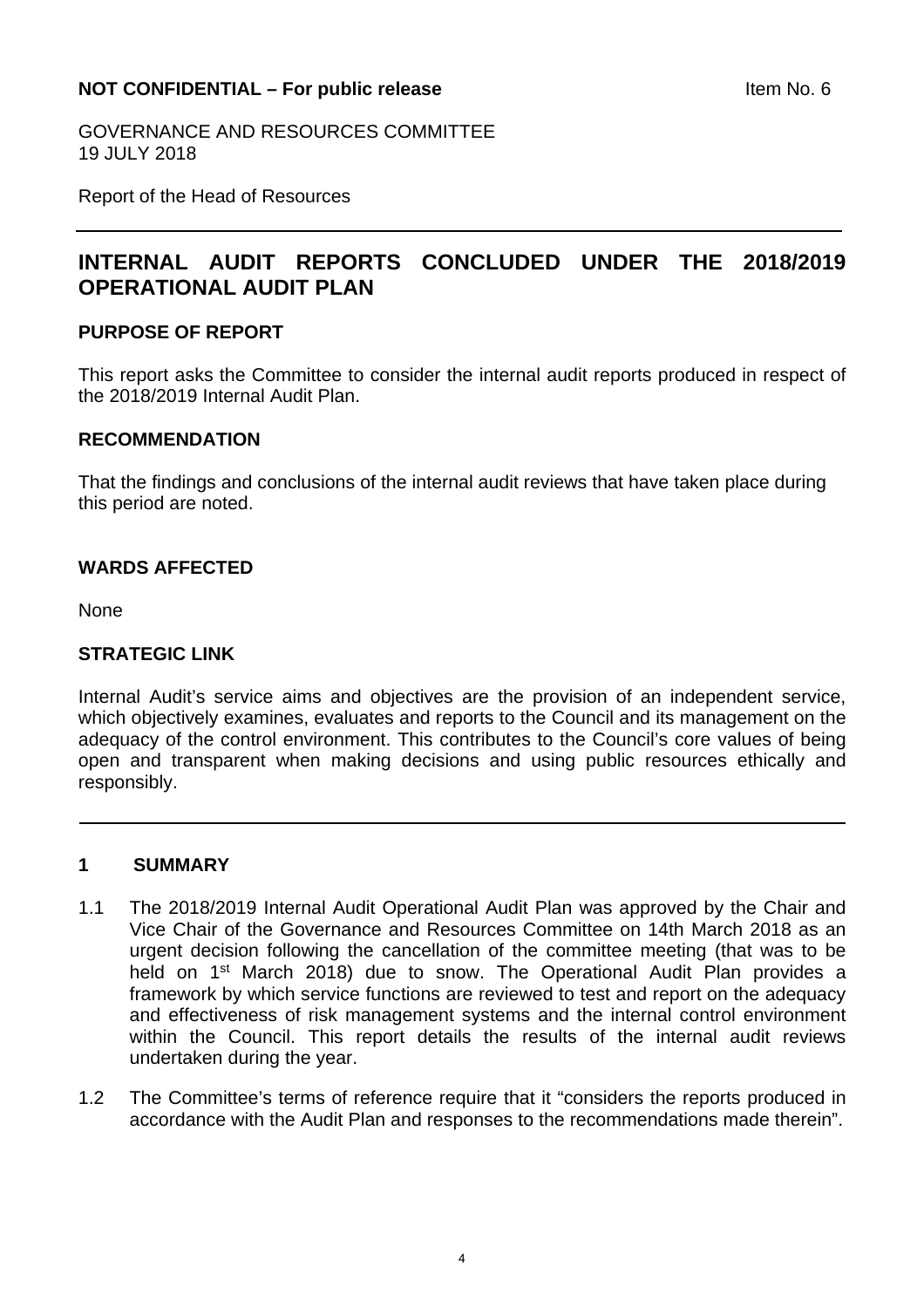**NOT CONFIDENTIAL – For public release** Item No. 6

GOVERNANCE AND RESOURCES COMMITTEE
19 JULY 2018

Report of the Head of Resources

---

# INTERNAL AUDIT REPORTS CONCLUDED UNDER THE 2018/2019 OPERATIONAL AUDIT PLAN

## PURPOSE OF REPORT

This report asks the Committee to consider the internal audit reports produced in respect of the 2018/2019 Internal Audit Plan.

## RECOMMENDATION

That the findings and conclusions of the internal audit reviews that have taken place during this period are noted.

## WARDS AFFECTED

None

## STRATEGIC LINK

Internal Audit's service aims and objectives are the provision of an independent service, which objectively examines, evaluates and reports to the Council and its management on the adequacy of the control environment. This contributes to the Council's core values of being open and transparent when making decisions and using public resources ethically and responsibly.

---

## 1 SUMMARY

1.1 The 2018/2019 Internal Audit Operational Audit Plan was approved by the Chair and Vice Chair of the Governance and Resources Committee on 14th March 2018 as an urgent decision following the cancellation of the committee meeting (that was to be held on 1st March 2018) due to snow. The Operational Audit Plan provides a framework by which service functions are reviewed to test and report on the adequacy and effectiveness of risk management systems and the internal control environment within the Council. This report details the results of the internal audit reviews undertaken during the year.

1.2 The Committee's terms of reference require that it "considers the reports produced in accordance with the Audit Plan and responses to the recommendations made therein".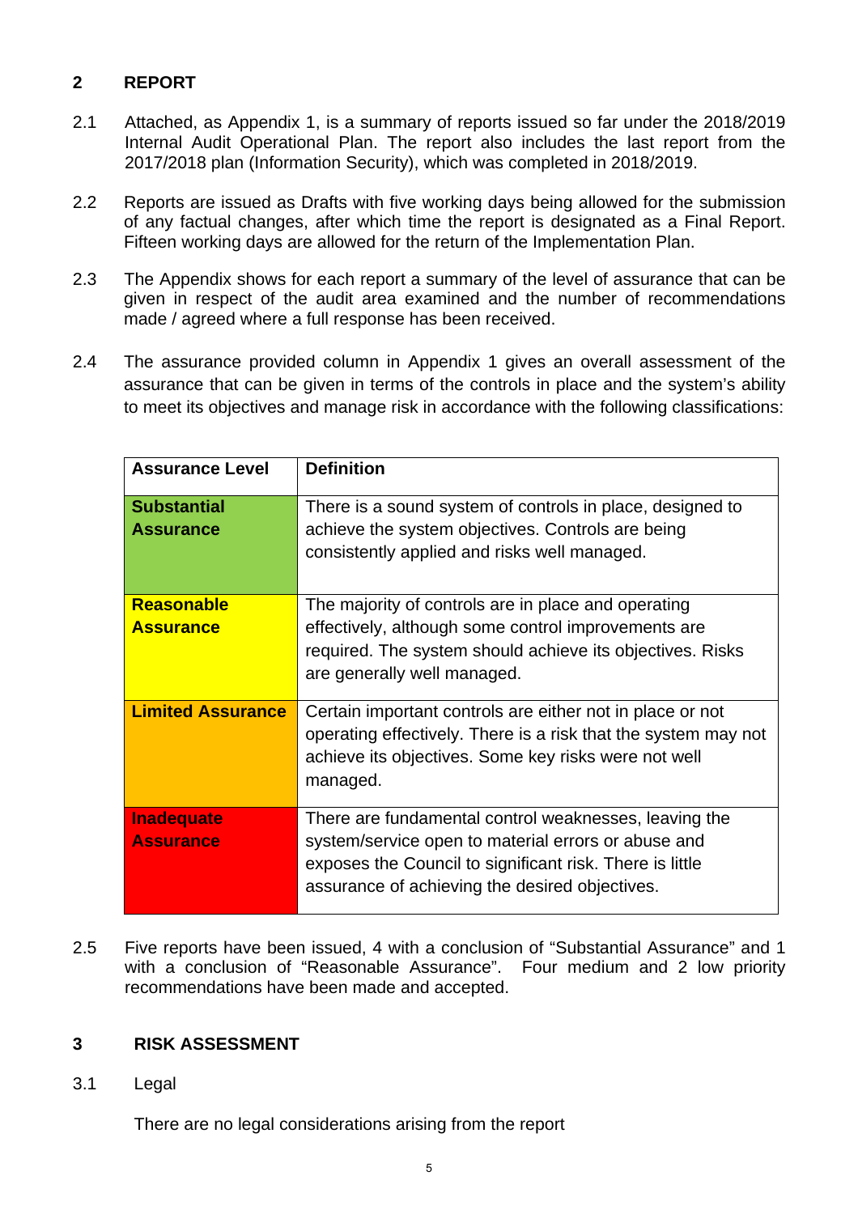## 2 REPORT

2.1 Attached, as Appendix 1, is a summary of reports issued so far under the 2018/2019 Internal Audit Operational Plan. The report also includes the last report from the 2017/2018 plan (Information Security), which was completed in 2018/2019.

2.2 Reports are issued as Drafts with five working days being allowed for the submission of any factual changes, after which time the report is designated as a Final Report. Fifteen working days are allowed for the return of the Implementation Plan.

2.3 The Appendix shows for each report a summary of the level of assurance that can be given in respect of the audit area examined and the number of recommendations made / agreed where a full response has been received.

2.4 The assurance provided column in Appendix 1 gives an overall assessment of the assurance that can be given in terms of the controls in place and the system's ability to meet its objectives and manage risk in accordance with the following classifications:

| Assurance Level | Definition |
|---|---|
| **Substantial Assurance** | There is a sound system of controls in place, designed to achieve the system objectives. Controls are being consistently applied and risks well managed. |
| **Reasonable Assurance** | The majority of controls are in place and operating effectively, although some control improvements are required. The system should achieve its objectives. Risks are generally well managed. |
| **Limited Assurance** | Certain important controls are either not in place or not operating effectively. There is a risk that the system may not achieve its objectives. Some key risks were not well managed. |
| **Inadequate Assurance** | There are fundamental control weaknesses, leaving the system/service open to material errors or abuse and exposes the Council to significant risk. There is little assurance of achieving the desired objectives. |

2.5 Five reports have been issued, 4 with a conclusion of "Substantial Assurance" and 1 with a conclusion of "Reasonable Assurance". Four medium and 2 low priority recommendations have been made and accepted.

## 3 RISK ASSESSMENT

3.1 Legal

There are no legal considerations arising from the report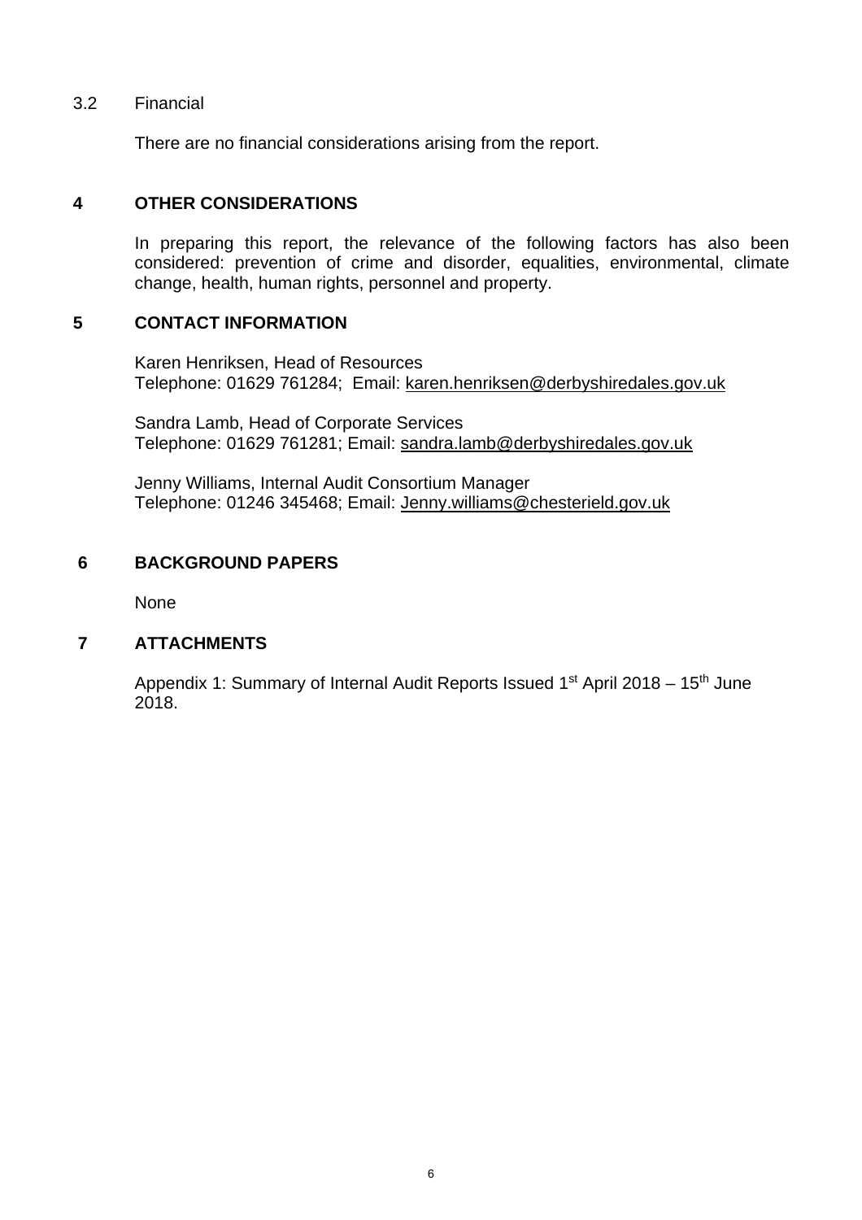### 3.2 Financial

There are no financial considerations arising from the report.

## 4 OTHER CONSIDERATIONS

In preparing this report, the relevance of the following factors has also been considered: prevention of crime and disorder, equalities, environmental, climate change, health, human rights, personnel and property.

## 5 CONTACT INFORMATION

Karen Henriksen, Head of Resources
Telephone: 01629 761284; Email: karen.henriksen@derbyshiredales.gov.uk

Sandra Lamb, Head of Corporate Services
Telephone: 01629 761281; Email: sandra.lamb@derbyshiredales.gov.uk

Jenny Williams, Internal Audit Consortium Manager
Telephone: 01246 345468; Email: Jenny.williams@chesterield.gov.uk

## 6 BACKGROUND PAPERS

None

## 7 ATTACHMENTS

Appendix 1: Summary of Internal Audit Reports Issued 1st April 2018 – 15th June 2018.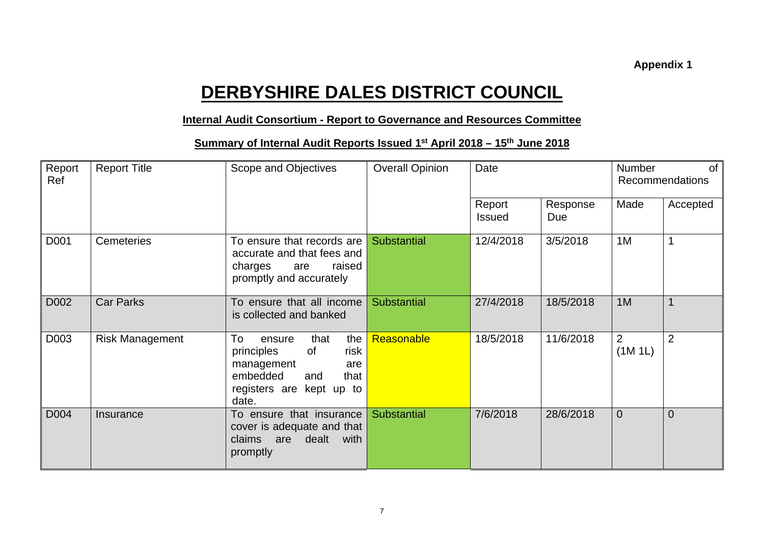**Appendix 1**

# DERBYSHIRE DALES DISTRICT COUNCIL

**Internal Audit Consortium - Report to Governance and Resources Committee**

**Summary of Internal Audit Reports Issued 1st April 2018 – 15th June 2018**

| Report Ref | Report Title | Scope and Objectives | Overall Opinion | Date | | Number of Recommendations | |
|---|---|---|---|---|---|---|---|
| | | | | Report Issued | Response Due | Made | Accepted |
| D001 | Cemeteries | To ensure that records are accurate and that fees and charges are raised promptly and accurately | Substantial | 12/4/2018 | 3/5/2018 | 1M | 1 |
| D002 | Car Parks | To ensure that all income is collected and banked | Substantial | 27/4/2018 | 18/5/2018 | 1M | 1 |
| D003 | Risk Management | To ensure that the principles of risk management are embedded and that registers are kept up to date. | Reasonable | 18/5/2018 | 11/6/2018 | 2 (1M 1L) | 2 |
| D004 | Insurance | To ensure that insurance cover is adequate and that claims are dealt with promptly | Substantial | 7/6/2018 | 28/6/2018 | 0 | 0 |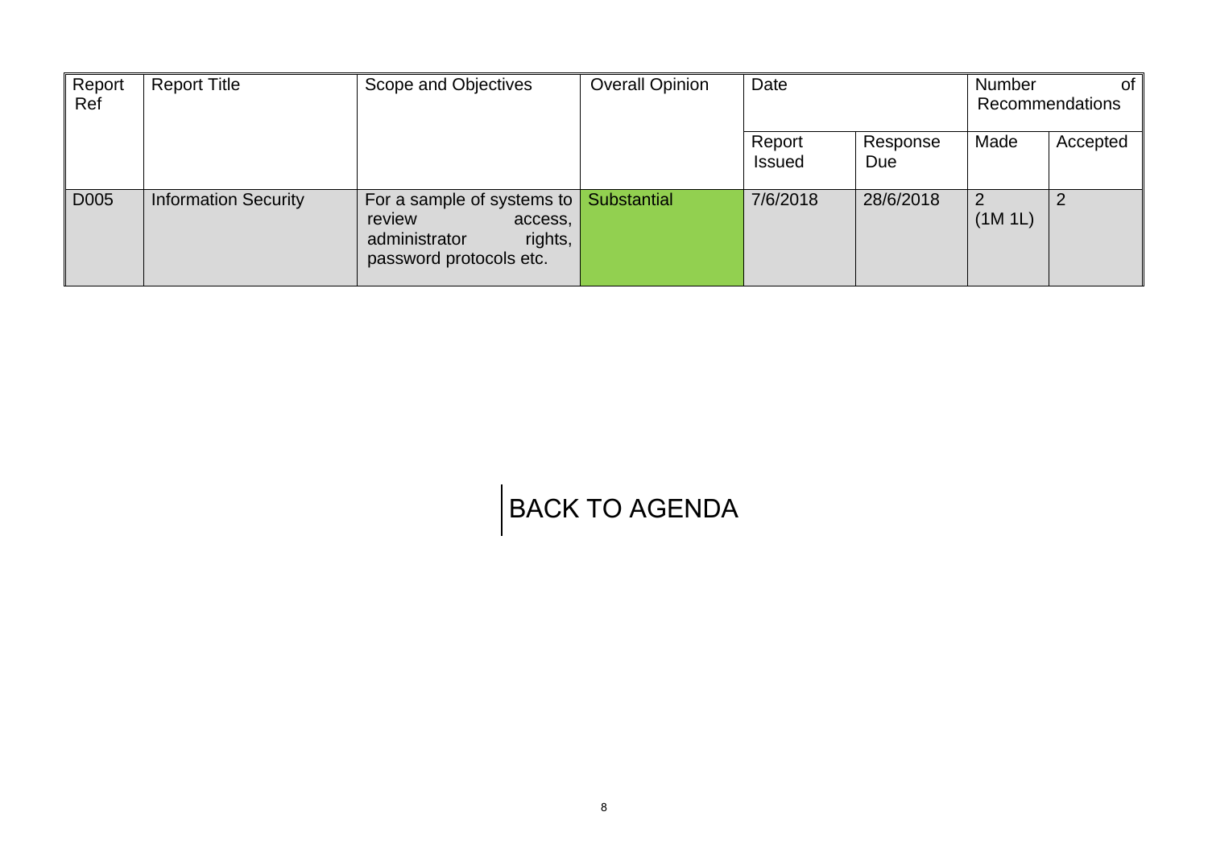| Report Ref | Report Title | Scope and Objectives | Overall Opinion | Date | | Number of Recommendations | |
|---|---|---|---|---|---|---|---|
| | | | | Report Issued | Response Due | Made | Accepted |
| D005 | Information Security | For a sample of systems to review access, administrator rights, password protocols etc. | Substantial | 7/6/2018 | 28/6/2018 | 2 (1M 1L) | 2 |

BACK TO AGENDA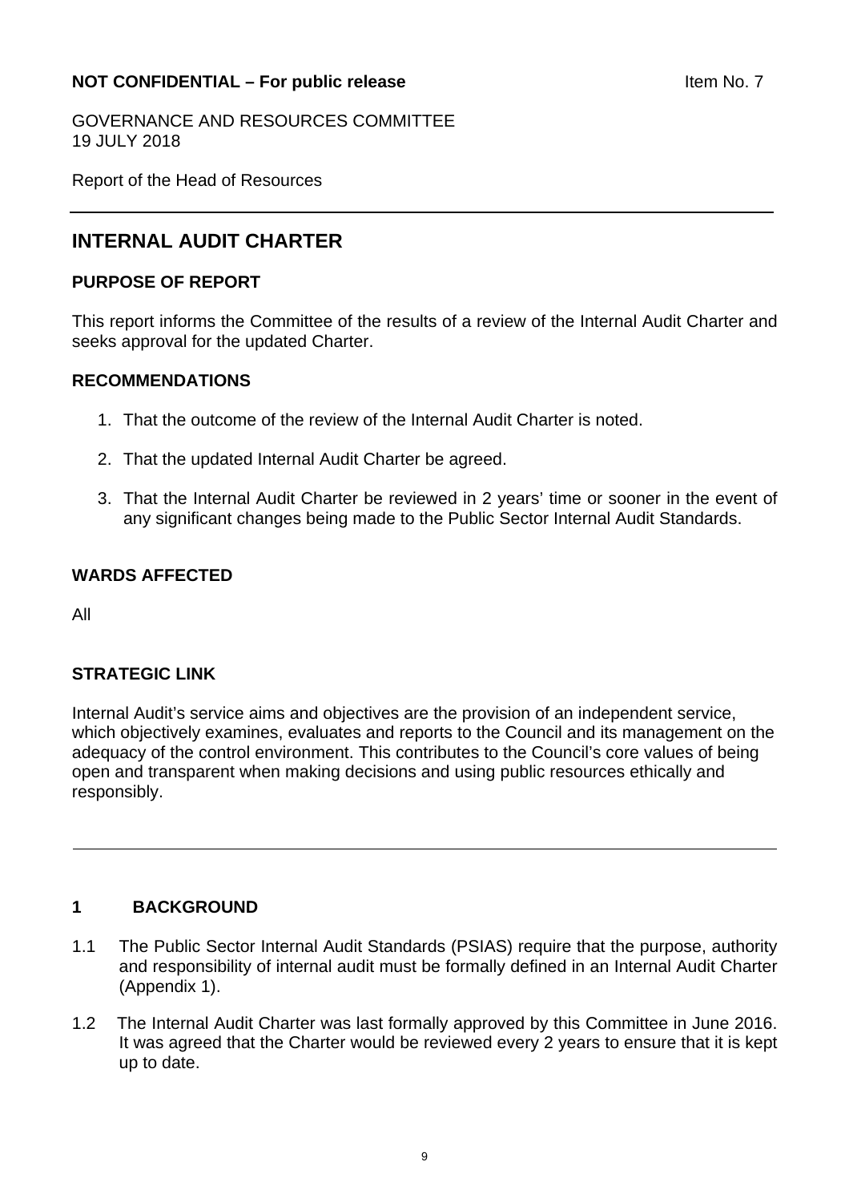**NOT CONFIDENTIAL – For public release** Item No. 7

GOVERNANCE AND RESOURCES COMMITTEE
19 JULY 2018

Report of the Head of Resources

---

# INTERNAL AUDIT CHARTER

## PURPOSE OF REPORT

This report informs the Committee of the results of a review of the Internal Audit Charter and seeks approval for the updated Charter.

## RECOMMENDATIONS

1. That the outcome of the review of the Internal Audit Charter is noted.
2. That the updated Internal Audit Charter be agreed.
3. That the Internal Audit Charter be reviewed in 2 years' time or sooner in the event of any significant changes being made to the Public Sector Internal Audit Standards.

## WARDS AFFECTED

All

## STRATEGIC LINK

Internal Audit's service aims and objectives are the provision of an independent service, which objectively examines, evaluates and reports to the Council and its management on the adequacy of the control environment. This contributes to the Council's core values of being open and transparent when making decisions and using public resources ethically and responsibly.

---

## 1 BACKGROUND

1.1 The Public Sector Internal Audit Standards (PSIAS) require that the purpose, authority and responsibility of internal audit must be formally defined in an Internal Audit Charter (Appendix 1).

1.2 The Internal Audit Charter was last formally approved by this Committee in June 2016. It was agreed that the Charter would be reviewed every 2 years to ensure that it is kept up to date.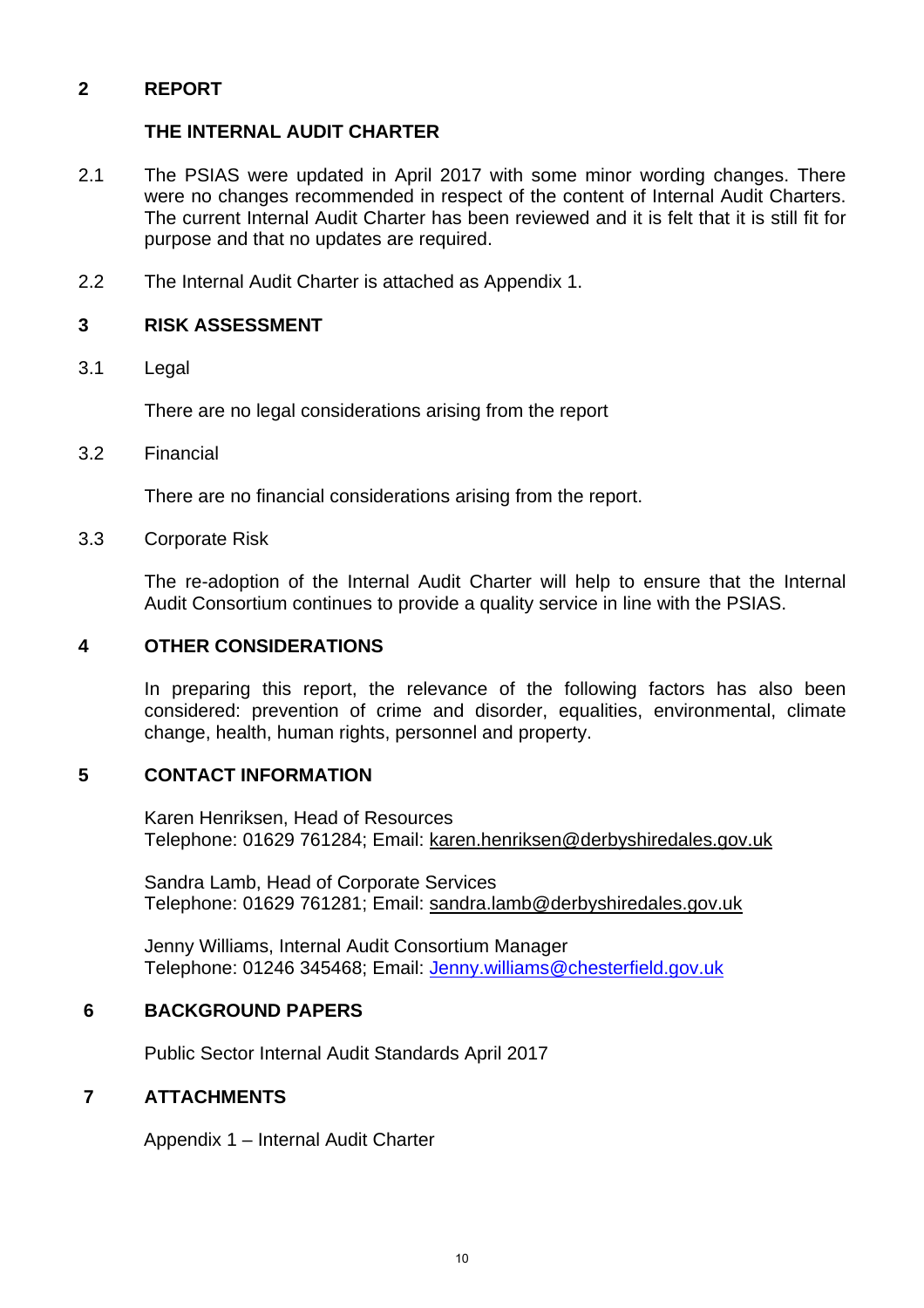## 2 REPORT

### THE INTERNAL AUDIT CHARTER

2.1 The PSIAS were updated in April 2017 with some minor wording changes. There were no changes recommended in respect of the content of Internal Audit Charters. The current Internal Audit Charter has been reviewed and it is felt that it is still fit for purpose and that no updates are required.

2.2 The Internal Audit Charter is attached as Appendix 1.

## 3 RISK ASSESSMENT

3.1 Legal

There are no legal considerations arising from the report

3.2 Financial

There are no financial considerations arising from the report.

3.3 Corporate Risk

The re-adoption of the Internal Audit Charter will help to ensure that the Internal Audit Consortium continues to provide a quality service in line with the PSIAS.

## 4 OTHER CONSIDERATIONS

In preparing this report, the relevance of the following factors has also been considered: prevention of crime and disorder, equalities, environmental, climate change, health, human rights, personnel and property.

## 5 CONTACT INFORMATION

Karen Henriksen, Head of Resources
Telephone: 01629 761284; Email: karen.henriksen@derbyshiredales.gov.uk

Sandra Lamb, Head of Corporate Services
Telephone: 01629 761281; Email: sandra.lamb@derbyshiredales.gov.uk

Jenny Williams, Internal Audit Consortium Manager
Telephone: 01246 345468; Email: Jenny.williams@chesterfield.gov.uk

## 6 BACKGROUND PAPERS

Public Sector Internal Audit Standards April 2017

## 7 ATTACHMENTS

Appendix 1 – Internal Audit Charter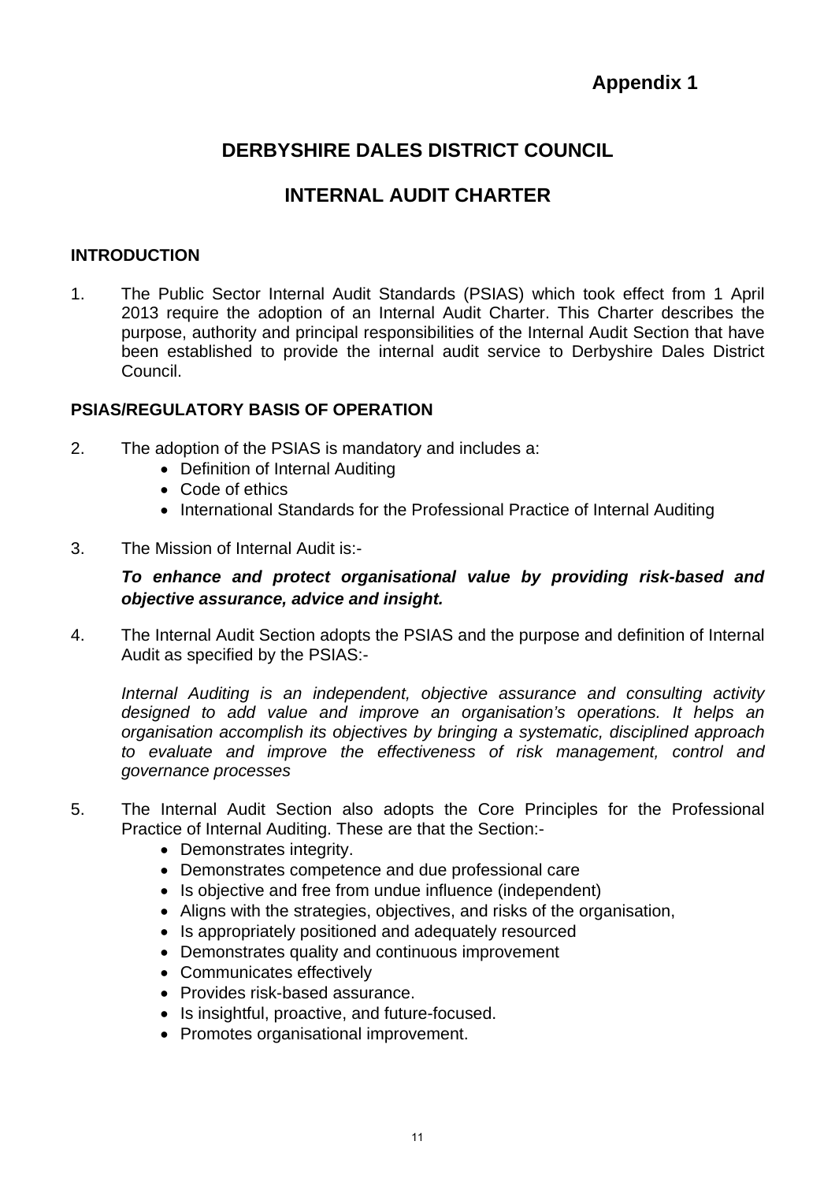**Appendix 1**

# DERBYSHIRE DALES DISTRICT COUNCIL

# INTERNAL AUDIT CHARTER

## INTRODUCTION

1. The Public Sector Internal Audit Standards (PSIAS) which took effect from 1 April 2013 require the adoption of an Internal Audit Charter. This Charter describes the purpose, authority and principal responsibilities of the Internal Audit Section that have been established to provide the internal audit service to Derbyshire Dales District Council.

## PSIAS/REGULATORY BASIS OF OPERATION

2. The adoption of the PSIAS is mandatory and includes a:
   - Definition of Internal Auditing
   - Code of ethics
   - International Standards for the Professional Practice of Internal Auditing

3. The Mission of Internal Audit is:-

   ***To enhance and protect organisational value by providing risk-based and objective assurance, advice and insight.***

4. The Internal Audit Section adopts the PSIAS and the purpose and definition of Internal Audit as specified by the PSIAS:-

   *Internal Auditing is an independent, objective assurance and consulting activity designed to add value and improve an organisation's operations. It helps an organisation accomplish its objectives by bringing a systematic, disciplined approach to evaluate and improve the effectiveness of risk management, control and governance processes*

5. The Internal Audit Section also adopts the Core Principles for the Professional Practice of Internal Auditing. These are that the Section:-
   - Demonstrates integrity.
   - Demonstrates competence and due professional care
   - Is objective and free from undue influence (independent)
   - Aligns with the strategies, objectives, and risks of the organisation,
   - Is appropriately positioned and adequately resourced
   - Demonstrates quality and continuous improvement
   - Communicates effectively
   - Provides risk-based assurance.
   - Is insightful, proactive, and future-focused.
   - Promotes organisational improvement.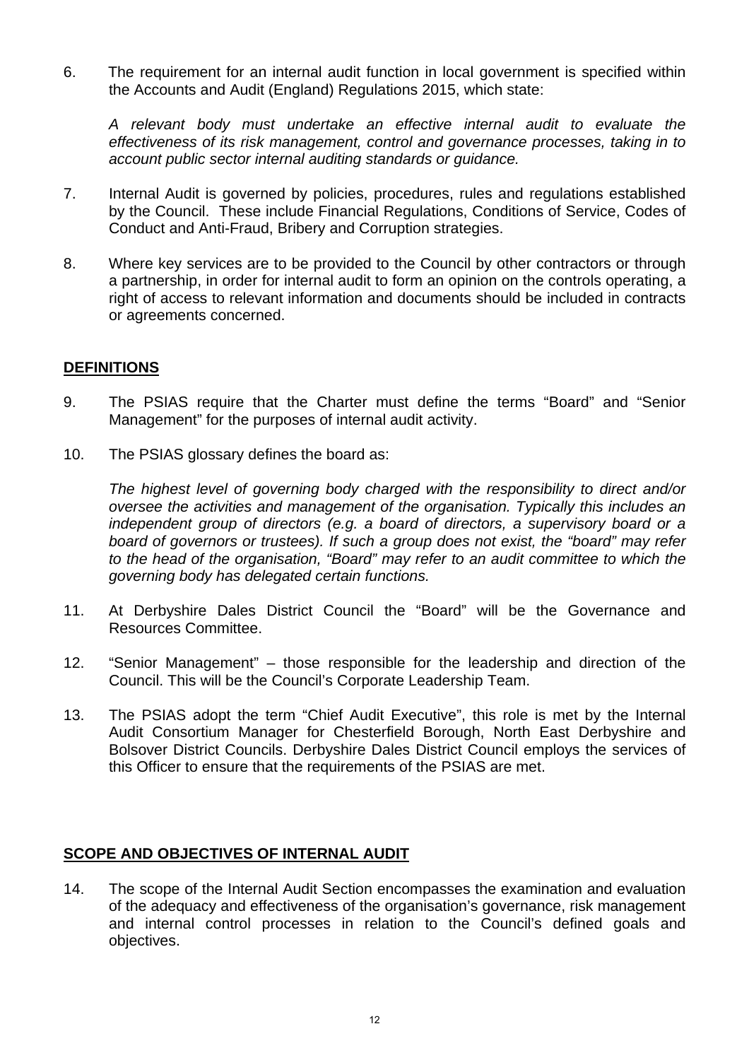6. The requirement for an internal audit function in local government is specified within the Accounts and Audit (England) Regulations 2015, which state:

   *A relevant body must undertake an effective internal audit to evaluate the effectiveness of its risk management, control and governance processes, taking in to account public sector internal auditing standards or guidance.*

7. Internal Audit is governed by policies, procedures, rules and regulations established by the Council. These include Financial Regulations, Conditions of Service, Codes of Conduct and Anti-Fraud, Bribery and Corruption strategies.

8. Where key services are to be provided to the Council by other contractors or through a partnership, in order for internal audit to form an opinion on the controls operating, a right of access to relevant information and documents should be included in contracts or agreements concerned.

## DEFINITIONS

9. The PSIAS require that the Charter must define the terms "Board" and "Senior Management" for the purposes of internal audit activity.

10. The PSIAS glossary defines the board as:

    *The highest level of governing body charged with the responsibility to direct and/or oversee the activities and management of the organisation. Typically this includes an independent group of directors (e.g. a board of directors, a supervisory board or a board of governors or trustees). If such a group does not exist, the "board" may refer to the head of the organisation, "Board" may refer to an audit committee to which the governing body has delegated certain functions.*

11. At Derbyshire Dales District Council the "Board" will be the Governance and Resources Committee.

12. "Senior Management" – those responsible for the leadership and direction of the Council. This will be the Council's Corporate Leadership Team.

13. The PSIAS adopt the term "Chief Audit Executive", this role is met by the Internal Audit Consortium Manager for Chesterfield Borough, North East Derbyshire and Bolsover District Councils. Derbyshire Dales District Council employs the services of this Officer to ensure that the requirements of the PSIAS are met.

## SCOPE AND OBJECTIVES OF INTERNAL AUDIT

14. The scope of the Internal Audit Section encompasses the examination and evaluation of the adequacy and effectiveness of the organisation's governance, risk management and internal control processes in relation to the Council's defined goals and objectives.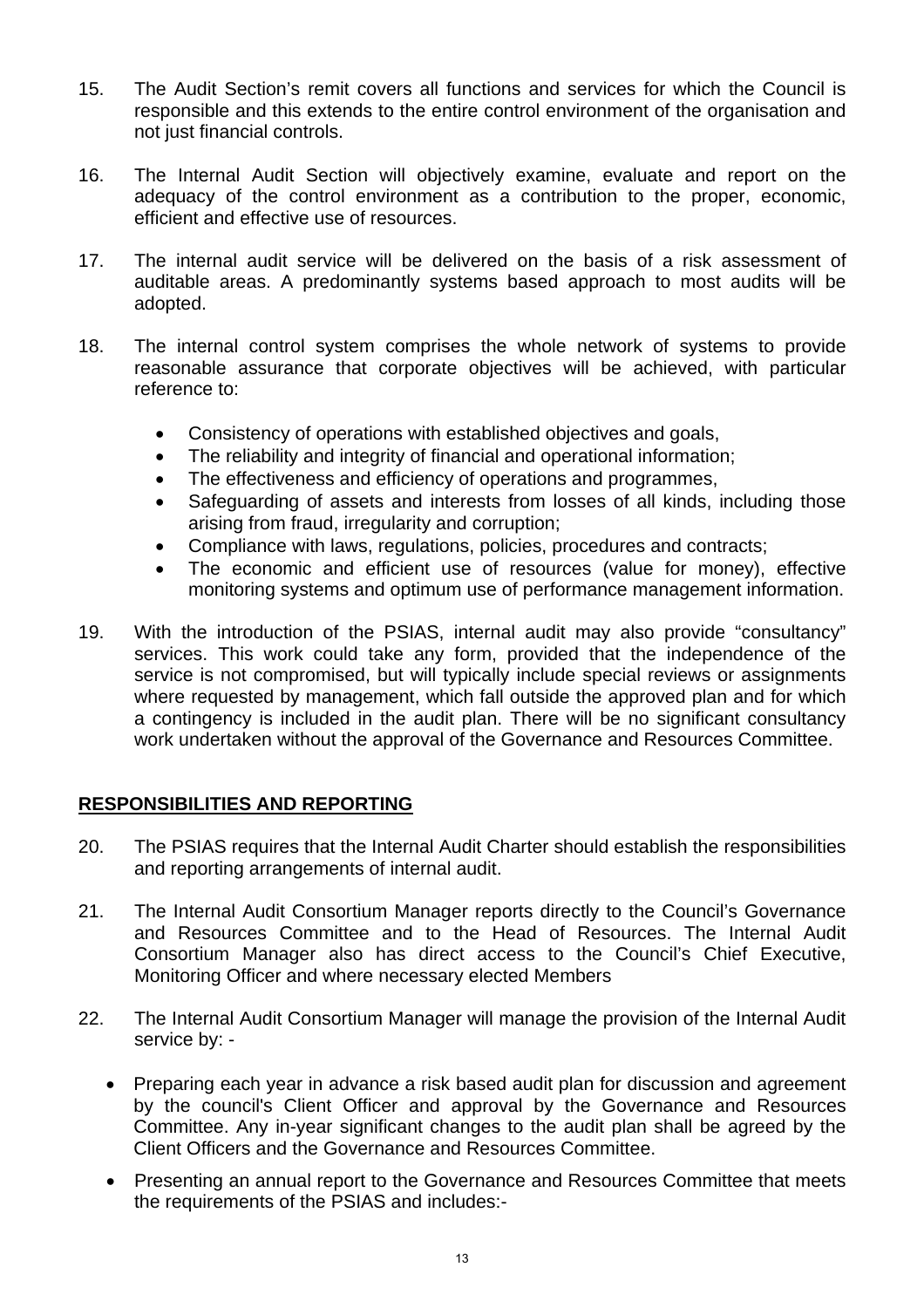15. The Audit Section's remit covers all functions and services for which the Council is responsible and this extends to the entire control environment of the organisation and not just financial controls.

16. The Internal Audit Section will objectively examine, evaluate and report on the adequacy of the control environment as a contribution to the proper, economic, efficient and effective use of resources.

17. The internal audit service will be delivered on the basis of a risk assessment of auditable areas. A predominantly systems based approach to most audits will be adopted.

18. The internal control system comprises the whole network of systems to provide reasonable assurance that corporate objectives will be achieved, with particular reference to:

    - Consistency of operations with established objectives and goals,
    - The reliability and integrity of financial and operational information;
    - The effectiveness and efficiency of operations and programmes,
    - Safeguarding of assets and interests from losses of all kinds, including those arising from fraud, irregularity and corruption;
    - Compliance with laws, regulations, policies, procedures and contracts;
    - The economic and efficient use of resources (value for money), effective monitoring systems and optimum use of performance management information.

19. With the introduction of the PSIAS, internal audit may also provide "consultancy" services. This work could take any form, provided that the independence of the service is not compromised, but will typically include special reviews or assignments where requested by management, which fall outside the approved plan and for which a contingency is included in the audit plan. There will be no significant consultancy work undertaken without the approval of the Governance and Resources Committee.

## RESPONSIBILITIES AND REPORTING

20. The PSIAS requires that the Internal Audit Charter should establish the responsibilities and reporting arrangements of internal audit.

21. The Internal Audit Consortium Manager reports directly to the Council's Governance and Resources Committee and to the Head of Resources. The Internal Audit Consortium Manager also has direct access to the Council's Chief Executive, Monitoring Officer and where necessary elected Members

22. The Internal Audit Consortium Manager will manage the provision of the Internal Audit service by: -

    - Preparing each year in advance a risk based audit plan for discussion and agreement by the council's Client Officer and approval by the Governance and Resources Committee. Any in-year significant changes to the audit plan shall be agreed by the Client Officers and the Governance and Resources Committee.

    - Presenting an annual report to the Governance and Resources Committee that meets the requirements of the PSIAS and includes:-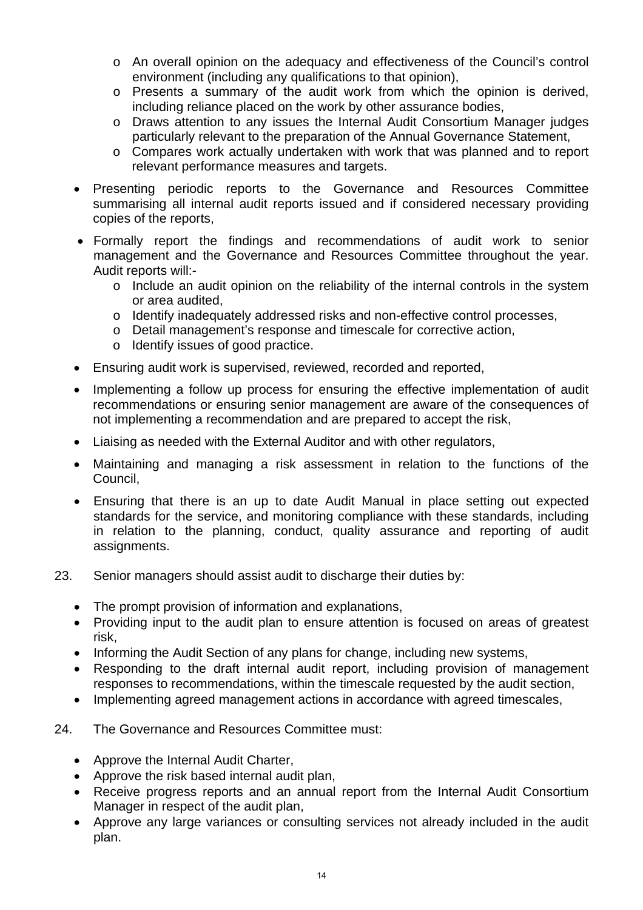- An overall opinion on the adequacy and effectiveness of the Council's control environment (including any qualifications to that opinion),
  - Presents a summary of the audit work from which the opinion is derived, including reliance placed on the work by other assurance bodies,
  - Draws attention to any issues the Internal Audit Consortium Manager judges particularly relevant to the preparation of the Annual Governance Statement,
  - Compares work actually undertaken with work that was planned and to report relevant performance measures and targets.

- Presenting periodic reports to the Governance and Resources Committee summarising all internal audit reports issued and if considered necessary providing copies of the reports,

- Formally report the findings and recommendations of audit work to senior management and the Governance and Resources Committee throughout the year. Audit reports will:-
  - Include an audit opinion on the reliability of the internal controls in the system or area audited,
  - Identify inadequately addressed risks and non-effective control processes,
  - Detail management's response and timescale for corrective action,
  - Identify issues of good practice.

- Ensuring audit work is supervised, reviewed, recorded and reported,

- Implementing a follow up process for ensuring the effective implementation of audit recommendations or ensuring senior management are aware of the consequences of not implementing a recommendation and are prepared to accept the risk,

- Liaising as needed with the External Auditor and with other regulators,

- Maintaining and managing a risk assessment in relation to the functions of the Council,

- Ensuring that there is an up to date Audit Manual in place setting out expected standards for the service, and monitoring compliance with these standards, including in relation to the planning, conduct, quality assurance and reporting of audit assignments.

23. Senior managers should assist audit to discharge their duties by:

- The prompt provision of information and explanations,
- Providing input to the audit plan to ensure attention is focused on areas of greatest risk,
- Informing the Audit Section of any plans for change, including new systems,
- Responding to the draft internal audit report, including provision of management responses to recommendations, within the timescale requested by the audit section,
- Implementing agreed management actions in accordance with agreed timescales,

24. The Governance and Resources Committee must:

- Approve the Internal Audit Charter,
- Approve the risk based internal audit plan,
- Receive progress reports and an annual report from the Internal Audit Consortium Manager in respect of the audit plan,
- Approve any large variances or consulting services not already included in the audit plan.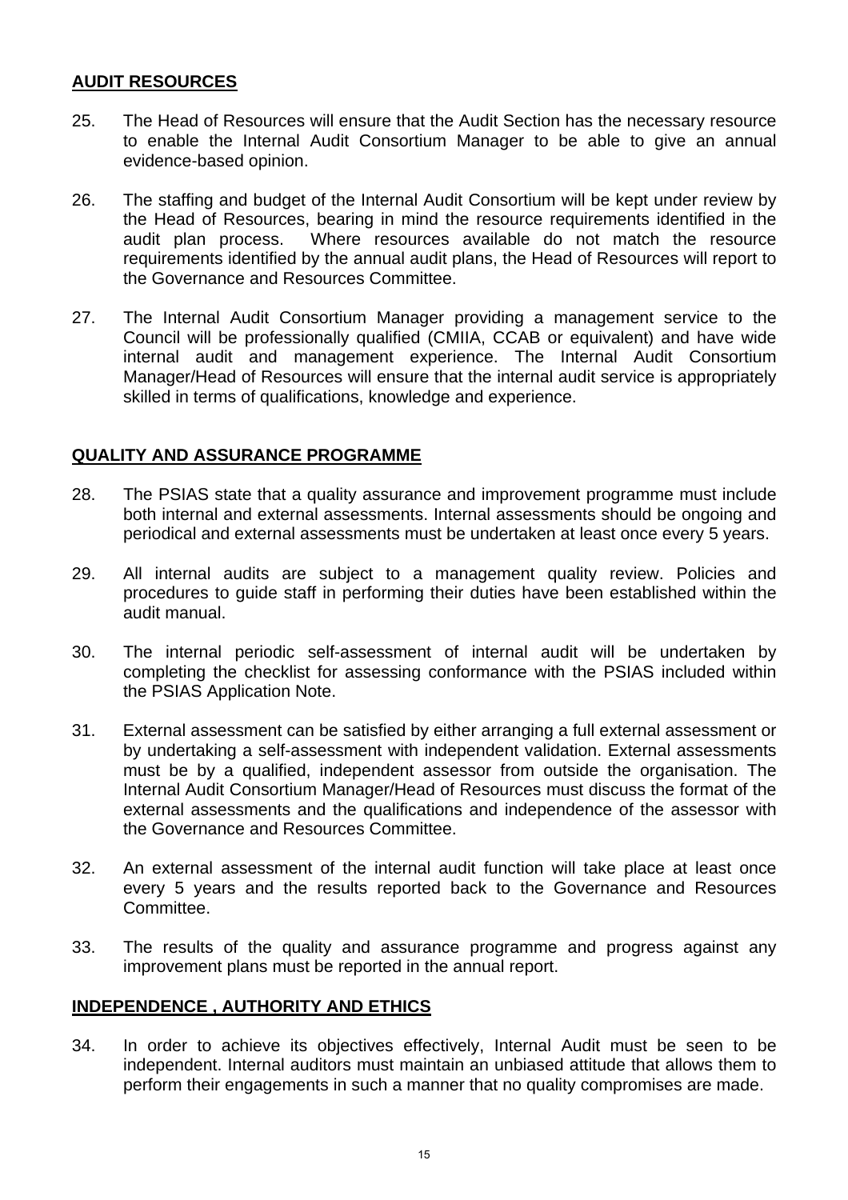**AUDIT RESOURCES**

25. The Head of Resources will ensure that the Audit Section has the necessary resource to enable the Internal Audit Consortium Manager to be able to give an annual evidence-based opinion.

26. The staffing and budget of the Internal Audit Consortium will be kept under review by the Head of Resources, bearing in mind the resource requirements identified in the audit plan process. Where resources available do not match the resource requirements identified by the annual audit plans, the Head of Resources will report to the Governance and Resources Committee.

27. The Internal Audit Consortium Manager providing a management service to the Council will be professionally qualified (CMIIA, CCAB or equivalent) and have wide internal audit and management experience. The Internal Audit Consortium Manager/Head of Resources will ensure that the internal audit service is appropriately skilled in terms of qualifications, knowledge and experience.

**QUALITY AND ASSURANCE PROGRAMME**

28. The PSIAS state that a quality assurance and improvement programme must include both internal and external assessments. Internal assessments should be ongoing and periodical and external assessments must be undertaken at least once every 5 years.

29. All internal audits are subject to a management quality review. Policies and procedures to guide staff in performing their duties have been established within the audit manual.

30. The internal periodic self-assessment of internal audit will be undertaken by completing the checklist for assessing conformance with the PSIAS included within the PSIAS Application Note.

31. External assessment can be satisfied by either arranging a full external assessment or by undertaking a self-assessment with independent validation. External assessments must be by a qualified, independent assessor from outside the organisation. The Internal Audit Consortium Manager/Head of Resources must discuss the format of the external assessments and the qualifications and independence of the assessor with the Governance and Resources Committee.

32. An external assessment of the internal audit function will take place at least once every 5 years and the results reported back to the Governance and Resources Committee.

33. The results of the quality and assurance programme and progress against any improvement plans must be reported in the annual report.

**INDEPENDENCE , AUTHORITY AND ETHICS**

34. In order to achieve its objectives effectively, Internal Audit must be seen to be independent. Internal auditors must maintain an unbiased attitude that allows them to perform their engagements in such a manner that no quality compromises are made.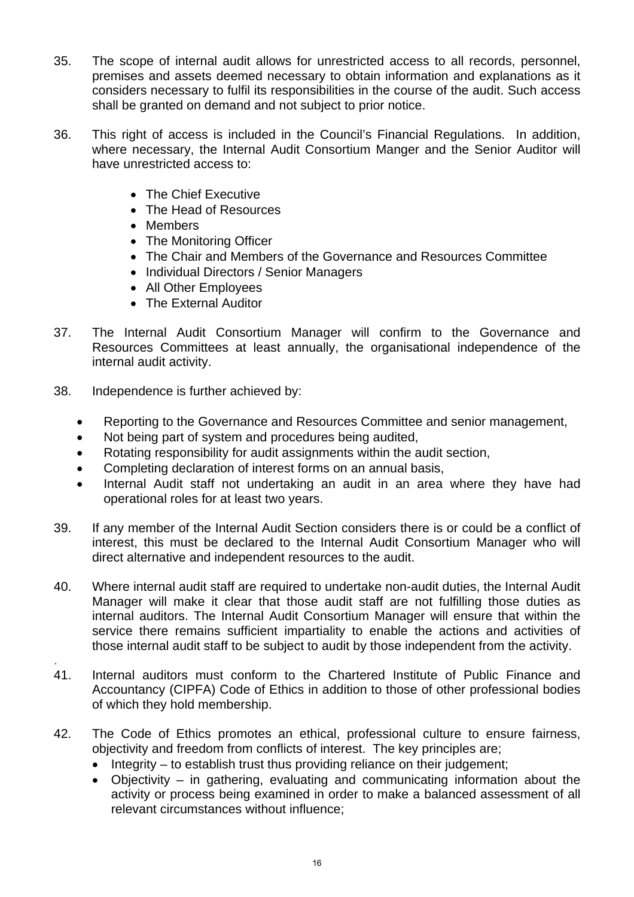35. The scope of internal audit allows for unrestricted access to all records, personnel, premises and assets deemed necessary to obtain information and explanations as it considers necessary to fulfil its responsibilities in the course of the audit. Such access shall be granted on demand and not subject to prior notice.

36. This right of access is included in the Council's Financial Regulations. In addition, where necessary, the Internal Audit Consortium Manger and the Senior Auditor will have unrestricted access to:

    - The Chief Executive
    - The Head of Resources
    - Members
    - The Monitoring Officer
    - The Chair and Members of the Governance and Resources Committee
    - Individual Directors / Senior Managers
    - All Other Employees
    - The External Auditor

37. The Internal Audit Consortium Manager will confirm to the Governance and Resources Committees at least annually, the organisational independence of the internal audit activity.

38. Independence is further achieved by:

    - Reporting to the Governance and Resources Committee and senior management,
    - Not being part of system and procedures being audited,
    - Rotating responsibility for audit assignments within the audit section,
    - Completing declaration of interest forms on an annual basis,
    - Internal Audit staff not undertaking an audit in an area where they have had operational roles for at least two years.

39. If any member of the Internal Audit Section considers there is or could be a conflict of interest, this must be declared to the Internal Audit Consortium Manager who will direct alternative and independent resources to the audit.

40. Where internal audit staff are required to undertake non-audit duties, the Internal Audit Manager will make it clear that those audit staff are not fulfilling those duties as internal auditors. The Internal Audit Consortium Manager will ensure that within the service there remains sufficient impartiality to enable the actions and activities of those internal audit staff to be subject to audit by those independent from the activity.

41. Internal auditors must conform to the Chartered Institute of Public Finance and Accountancy (CIPFA) Code of Ethics in addition to those of other professional bodies of which they hold membership.

42. The Code of Ethics promotes an ethical, professional culture to ensure fairness, objectivity and freedom from conflicts of interest. The key principles are;
    - Integrity – to establish trust thus providing reliance on their judgement;
    - Objectivity – in gathering, evaluating and communicating information about the activity or process being examined in order to make a balanced assessment of all relevant circumstances without influence;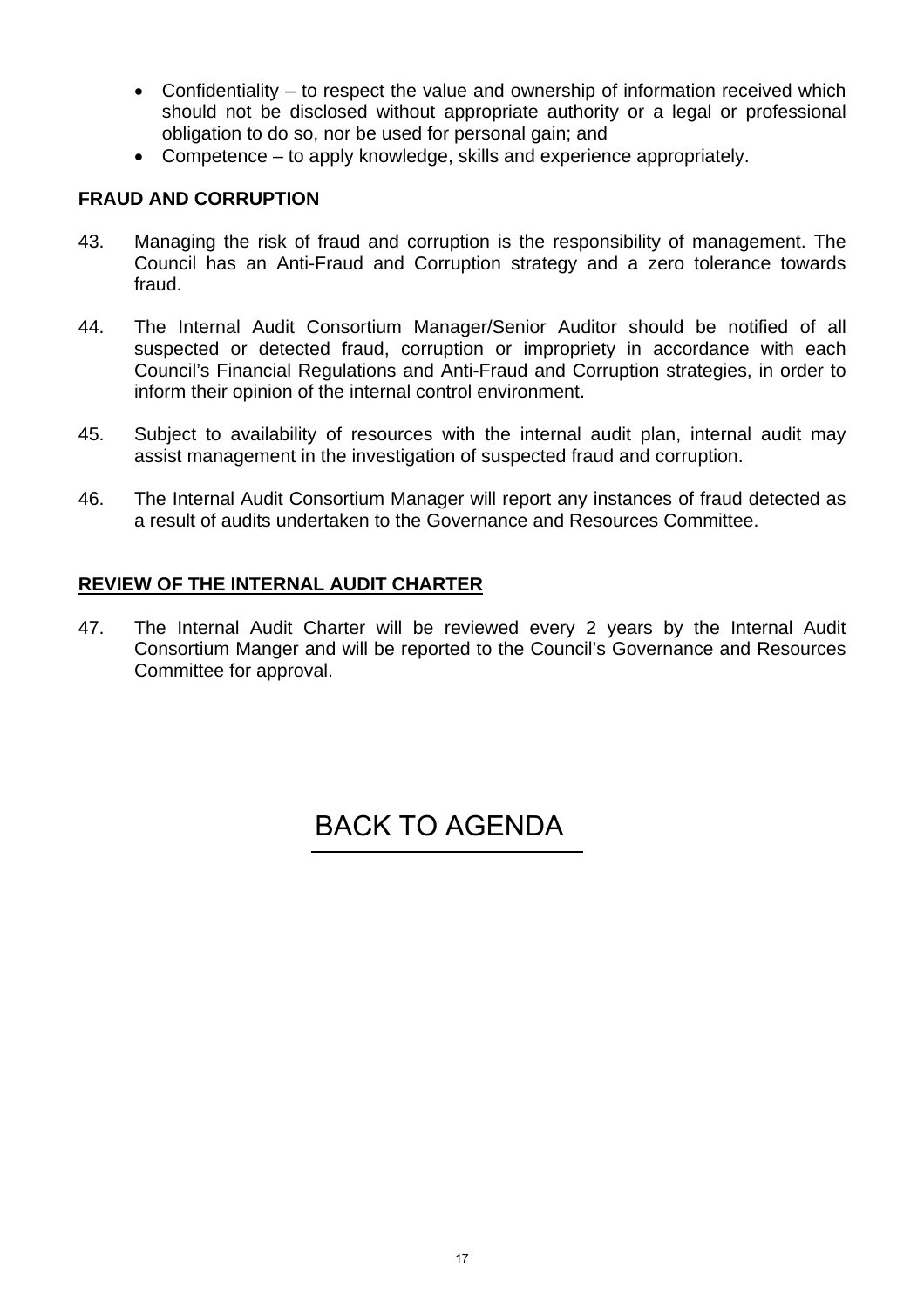- Confidentiality – to respect the value and ownership of information received which should not be disclosed without appropriate authority or a legal or professional obligation to do so, nor be used for personal gain; and
- Competence – to apply knowledge, skills and experience appropriately.

**FRAUD AND CORRUPTION**

43. Managing the risk of fraud and corruption is the responsibility of management. The Council has an Anti-Fraud and Corruption strategy and a zero tolerance towards fraud.

44. The Internal Audit Consortium Manager/Senior Auditor should be notified of all suspected or detected fraud, corruption or impropriety in accordance with each Council's Financial Regulations and Anti-Fraud and Corruption strategies, in order to inform their opinion of the internal control environment.

45. Subject to availability of resources with the internal audit plan, internal audit may assist management in the investigation of suspected fraud and corruption.

46. The Internal Audit Consortium Manager will report any instances of fraud detected as a result of audits undertaken to the Governance and Resources Committee.

**REVIEW OF THE INTERNAL AUDIT CHARTER**

47. The Internal Audit Charter will be reviewed every 2 years by the Internal Audit Consortium Manger and will be reported to the Council's Governance and Resources Committee for approval.

BACK TO AGENDA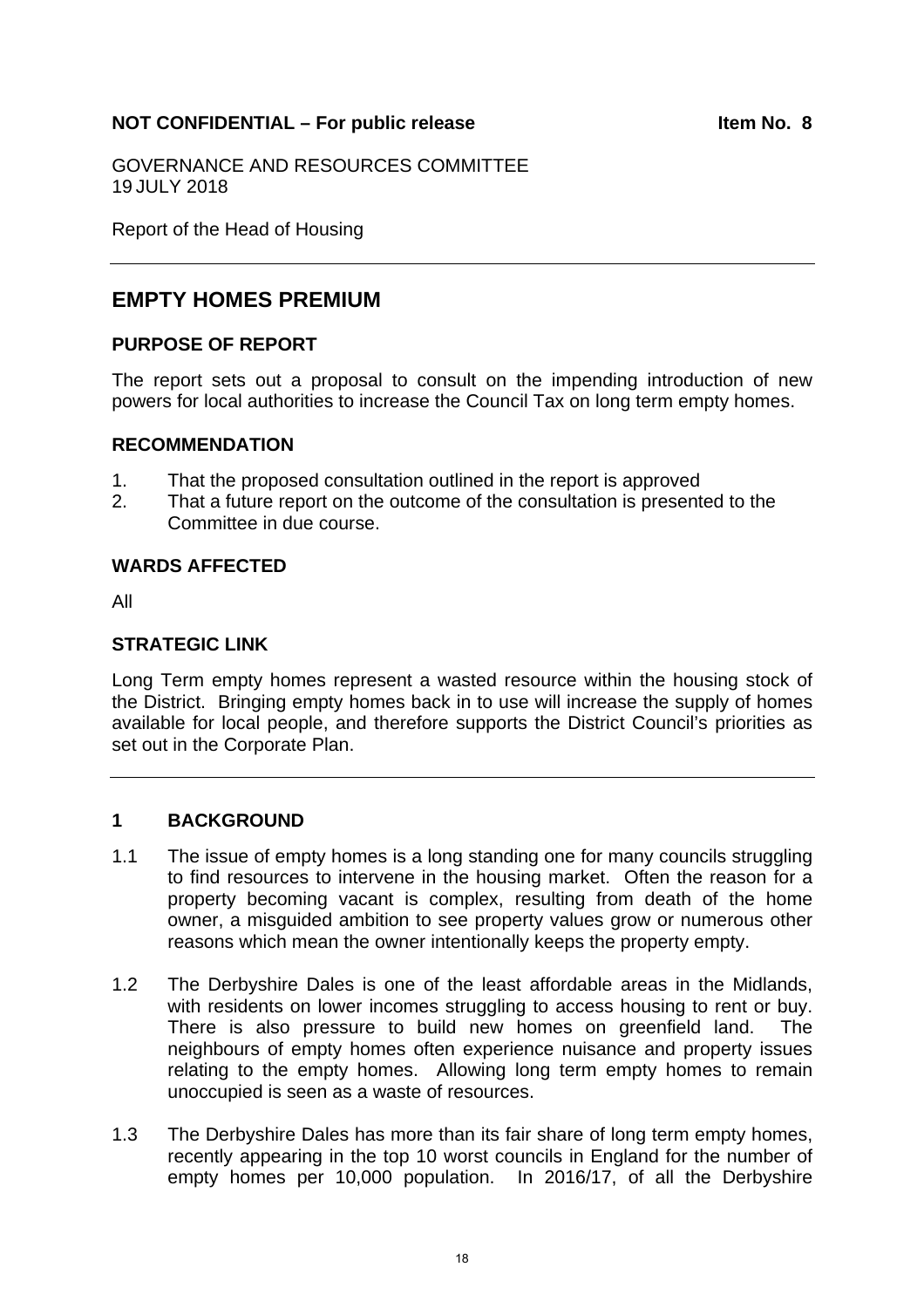**NOT CONFIDENTIAL – For public release** **Item No. 8**

GOVERNANCE AND RESOURCES COMMITTEE
19 JULY 2018

Report of the Head of Housing

## EMPTY HOMES PREMIUM

### PURPOSE OF REPORT

The report sets out a proposal to consult on the impending introduction of new powers for local authorities to increase the Council Tax on long term empty homes.

### RECOMMENDATION

1. That the proposed consultation outlined in the report is approved
2. That a future report on the outcome of the consultation is presented to the Committee in due course.

### WARDS AFFECTED

All

### STRATEGIC LINK

Long Term empty homes represent a wasted resource within the housing stock of the District. Bringing empty homes back in to use will increase the supply of homes available for local people, and therefore supports the District Council's priorities as set out in the Corporate Plan.

### 1 BACKGROUND

1.1 The issue of empty homes is a long standing one for many councils struggling to find resources to intervene in the housing market. Often the reason for a property becoming vacant is complex, resulting from death of the home owner, a misguided ambition to see property values grow or numerous other reasons which mean the owner intentionally keeps the property empty.

1.2 The Derbyshire Dales is one of the least affordable areas in the Midlands, with residents on lower incomes struggling to access housing to rent or buy. There is also pressure to build new homes on greenfield land. The neighbours of empty homes often experience nuisance and property issues relating to the empty homes. Allowing long term empty homes to remain unoccupied is seen as a waste of resources.

1.3 The Derbyshire Dales has more than its fair share of long term empty homes, recently appearing in the top 10 worst councils in England for the number of empty homes per 10,000 population. In 2016/17, of all the Derbyshire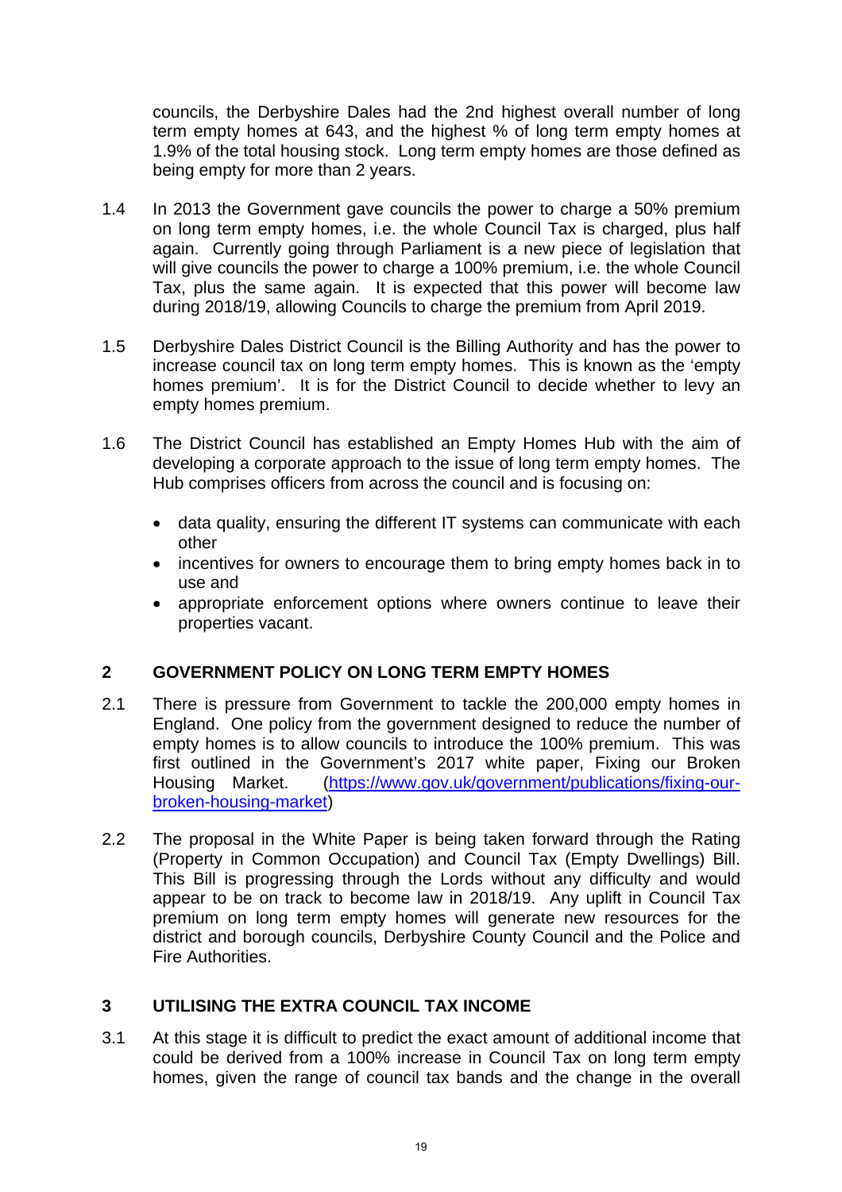councils, the Derbyshire Dales had the 2nd highest overall number of long term empty homes at 643, and the highest % of long term empty homes at 1.9% of the total housing stock. Long term empty homes are those defined as being empty for more than 2 years.

1.4 In 2013 the Government gave councils the power to charge a 50% premium on long term empty homes, i.e. the whole Council Tax is charged, plus half again. Currently going through Parliament is a new piece of legislation that will give councils the power to charge a 100% premium, i.e. the whole Council Tax, plus the same again. It is expected that this power will become law during 2018/19, allowing Councils to charge the premium from April 2019.

1.5 Derbyshire Dales District Council is the Billing Authority and has the power to increase council tax on long term empty homes. This is known as the 'empty homes premium'. It is for the District Council to decide whether to levy an empty homes premium.

1.6 The District Council has established an Empty Homes Hub with the aim of developing a corporate approach to the issue of long term empty homes. The Hub comprises officers from across the council and is focusing on:

- data quality, ensuring the different IT systems can communicate with each other
- incentives for owners to encourage them to bring empty homes back in to use and
- appropriate enforcement options where owners continue to leave their properties vacant.

## 2 GOVERNMENT POLICY ON LONG TERM EMPTY HOMES

2.1 There is pressure from Government to tackle the 200,000 empty homes in England. One policy from the government designed to reduce the number of empty homes is to allow councils to introduce the 100% premium. This was first outlined in the Government's 2017 white paper, Fixing our Broken Housing Market. (https://www.gov.uk/government/publications/fixing-our-broken-housing-market)

2.2 The proposal in the White Paper is being taken forward through the Rating (Property in Common Occupation) and Council Tax (Empty Dwellings) Bill. This Bill is progressing through the Lords without any difficulty and would appear to be on track to become law in 2018/19. Any uplift in Council Tax premium on long term empty homes will generate new resources for the district and borough councils, Derbyshire County Council and the Police and Fire Authorities.

## 3 UTILISING THE EXTRA COUNCIL TAX INCOME

3.1 At this stage it is difficult to predict the exact amount of additional income that could be derived from a 100% increase in Council Tax on long term empty homes, given the range of council tax bands and the change in the overall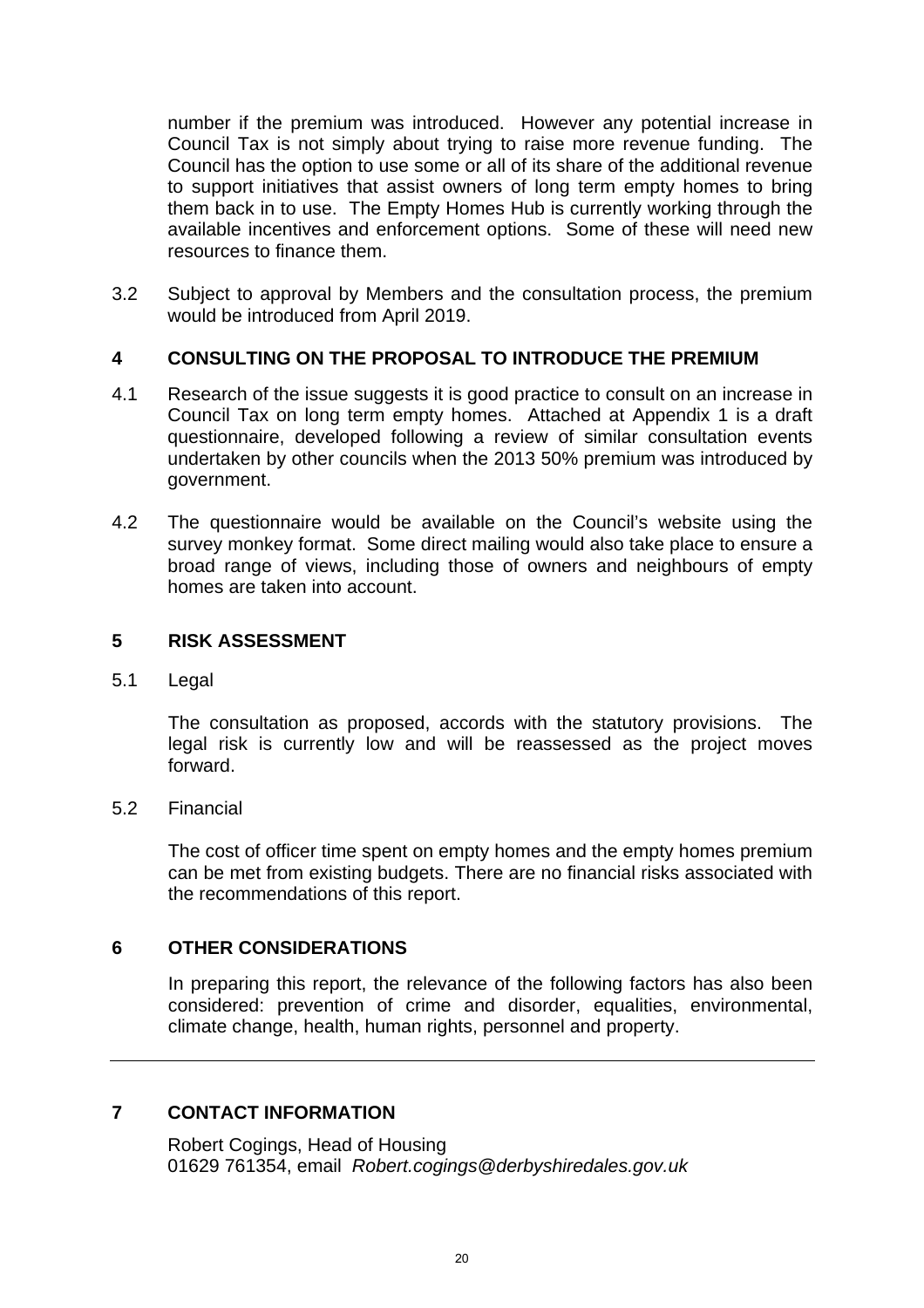number if the premium was introduced. However any potential increase in Council Tax is not simply about trying to raise more revenue funding. The Council has the option to use some or all of its share of the additional revenue to support initiatives that assist owners of long term empty homes to bring them back in to use. The Empty Homes Hub is currently working through the available incentives and enforcement options. Some of these will need new resources to finance them.

3.2 Subject to approval by Members and the consultation process, the premium would be introduced from April 2019.

## 4 CONSULTING ON THE PROPOSAL TO INTRODUCE THE PREMIUM

4.1 Research of the issue suggests it is good practice to consult on an increase in Council Tax on long term empty homes. Attached at Appendix 1 is a draft questionnaire, developed following a review of similar consultation events undertaken by other councils when the 2013 50% premium was introduced by government.

4.2 The questionnaire would be available on the Council's website using the survey monkey format. Some direct mailing would also take place to ensure a broad range of views, including those of owners and neighbours of empty homes are taken into account.

## 5 RISK ASSESSMENT

5.1 Legal

The consultation as proposed, accords with the statutory provisions. The legal risk is currently low and will be reassessed as the project moves forward.

5.2 Financial

The cost of officer time spent on empty homes and the empty homes premium can be met from existing budgets. There are no financial risks associated with the recommendations of this report.

## 6 OTHER CONSIDERATIONS

In preparing this report, the relevance of the following factors has also been considered: prevention of crime and disorder, equalities, environmental, climate change, health, human rights, personnel and property.

---

## 7 CONTACT INFORMATION

Robert Cogings, Head of Housing
01629 761354, email *Robert.cogings@derbyshiredales.gov.uk*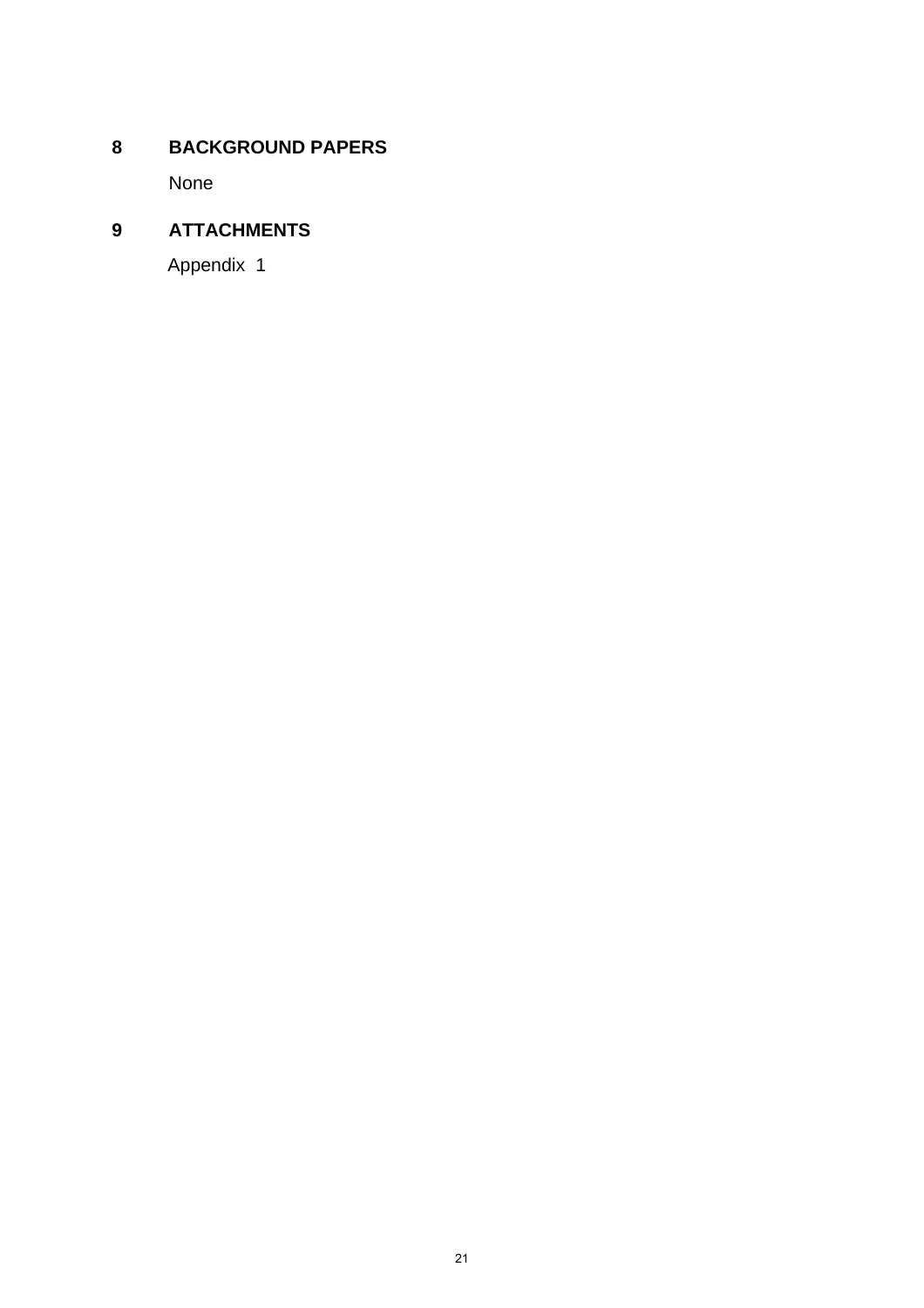## 8 BACKGROUND PAPERS

None

## 9 ATTACHMENTS

Appendix 1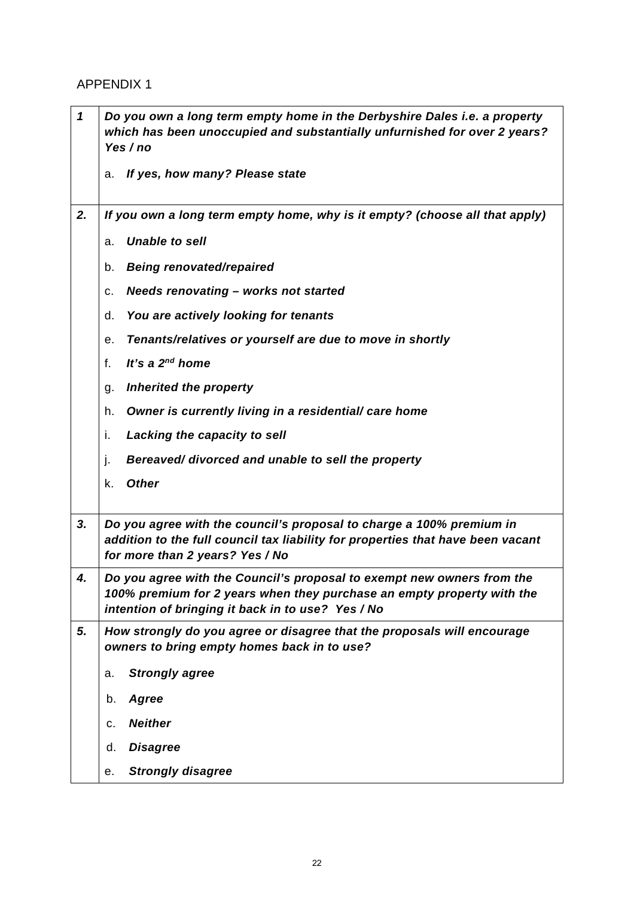APPENDIX 1

| | |
|---|---|
| ***1*** | ***Do you own a long term empty home in the Derbyshire Dales i.e. a property which has been unoccupied and substantially unfurnished for over 2 years? Yes / no***<br><br>a. ***If yes, how many? Please state*** |
| ***2.*** | ***If you own a long term empty home, why is it empty? (choose all that apply)***<br><br>a. ***Unable to sell***<br>b. ***Being renovated/repaired***<br>c. ***Needs renovating – works not started***<br>d. ***You are actively looking for tenants***<br>e. ***Tenants/relatives or yourself are due to move in shortly***<br>f. ***It's a 2nd home***<br>g. ***Inherited the property***<br>h. ***Owner is currently living in a residential/ care home***<br>i. ***Lacking the capacity to sell***<br>j. ***Bereaved/ divorced and unable to sell the property***<br>k. ***Other*** |
| ***3.*** | ***Do you agree with the council's proposal to charge a 100% premium in addition to the full council tax liability for properties that have been vacant for more than 2 years? Yes / No*** |
| ***4.*** | ***Do you agree with the Council's proposal to exempt new owners from the 100% premium for 2 years when they purchase an empty property with the intention of bringing it back in to use? Yes / No*** |
| ***5.*** | ***How strongly do you agree or disagree that the proposals will encourage owners to bring empty homes back in to use?***<br><br>a. ***Strongly agree***<br>b. ***Agree***<br>c. ***Neither***<br>d. ***Disagree***<br>e. ***Strongly disagree*** |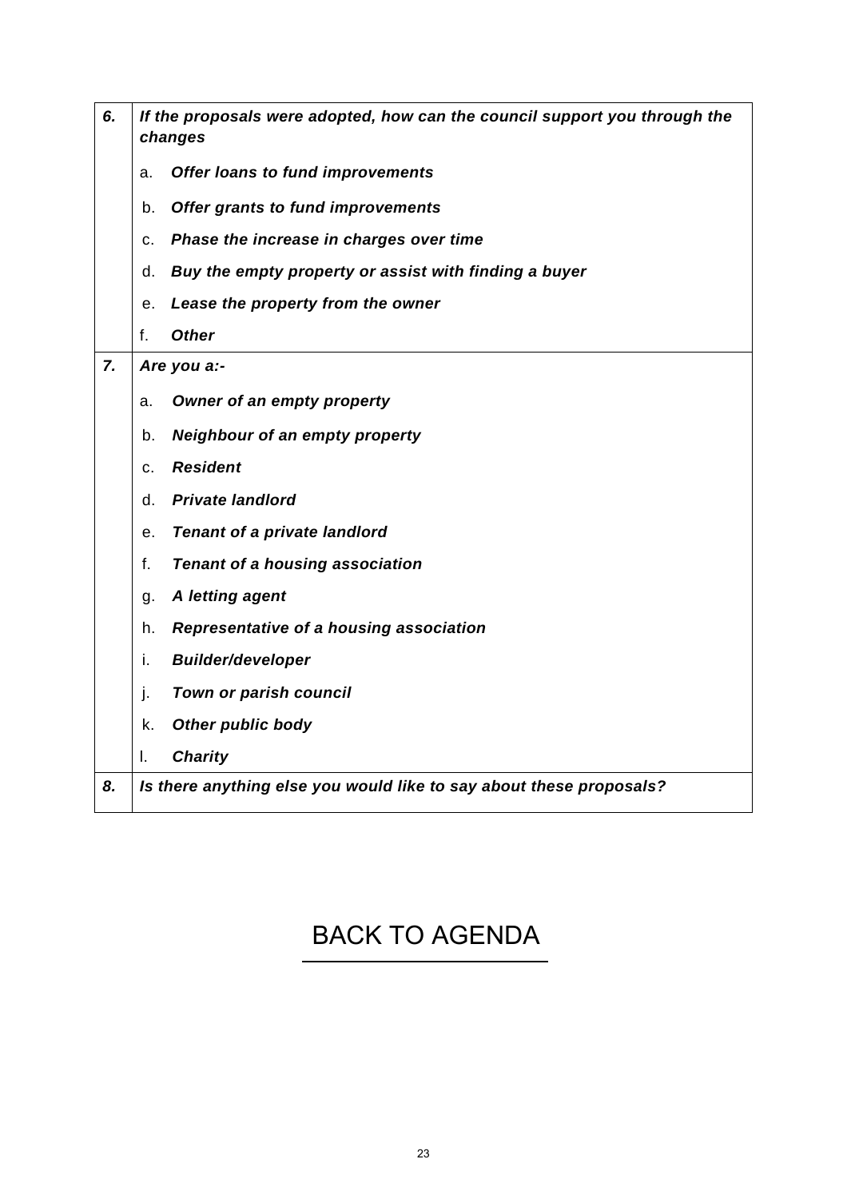| | |
|---|---|
| ***6.*** | ***If the proposals were adopted, how can the council support you through the changes*** |
| | a. ***Offer loans to fund improvements*** |
| | b. ***Offer grants to fund improvements*** |
| | c. ***Phase the increase in charges over time*** |
| | d. ***Buy the empty property or assist with finding a buyer*** |
| | e. ***Lease the property from the owner*** |
| | f. ***Other*** |
| ***7.*** | ***Are you a:-*** |
| | a. ***Owner of an empty property*** |
| | b. ***Neighbour of an empty property*** |
| | c. ***Resident*** |
| | d. ***Private landlord*** |
| | e. ***Tenant of a private landlord*** |
| | f. ***Tenant of a housing association*** |
| | g. ***A letting agent*** |
| | h. ***Representative of a housing association*** |
| | i. ***Builder/developer*** |
| | j. ***Town or parish council*** |
| | k. ***Other public body*** |
| | l. ***Charity*** |
| ***8.*** | ***Is there anything else you would like to say about these proposals?*** |

BACK TO AGENDA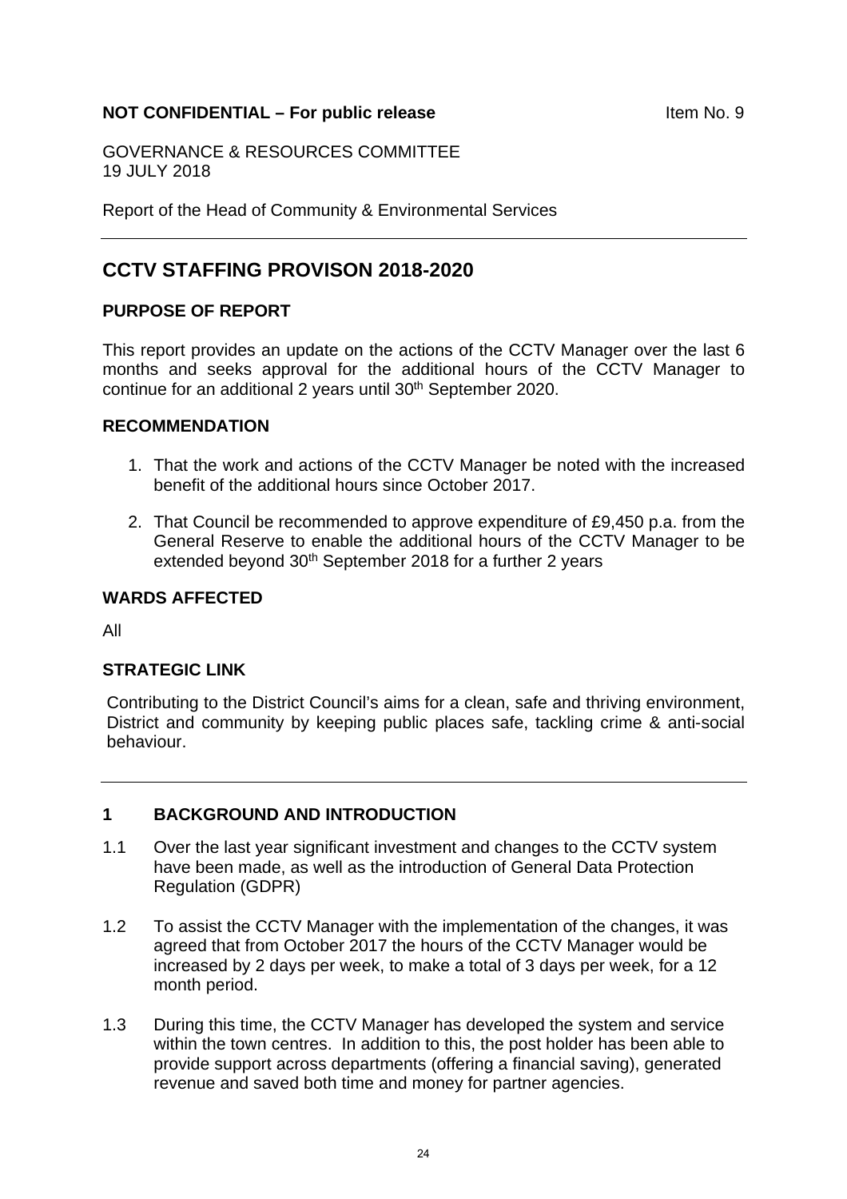**NOT CONFIDENTIAL – For public release** Item No. 9

GOVERNANCE & RESOURCES COMMITTEE
19 JULY 2018

Report of the Head of Community & Environmental Services

# CCTV STAFFING PROVISON 2018-2020

## PURPOSE OF REPORT

This report provides an update on the actions of the CCTV Manager over the last 6 months and seeks approval for the additional hours of the CCTV Manager to continue for an additional 2 years until 30th September 2020.

## RECOMMENDATION

1. That the work and actions of the CCTV Manager be noted with the increased benefit of the additional hours since October 2017.
2. That Council be recommended to approve expenditure of £9,450 p.a. from the General Reserve to enable the additional hours of the CCTV Manager to be extended beyond 30th September 2018 for a further 2 years

## WARDS AFFECTED

All

## STRATEGIC LINK

Contributing to the District Council's aims for a clean, safe and thriving environment, District and community by keeping public places safe, tackling crime & anti-social behaviour.

## 1 BACKGROUND AND INTRODUCTION

1.1 Over the last year significant investment and changes to the CCTV system have been made, as well as the introduction of General Data Protection Regulation (GDPR)

1.2 To assist the CCTV Manager with the implementation of the changes, it was agreed that from October 2017 the hours of the CCTV Manager would be increased by 2 days per week, to make a total of 3 days per week, for a 12 month period.

1.3 During this time, the CCTV Manager has developed the system and service within the town centres. In addition to this, the post holder has been able to provide support across departments (offering a financial saving), generated revenue and saved both time and money for partner agencies.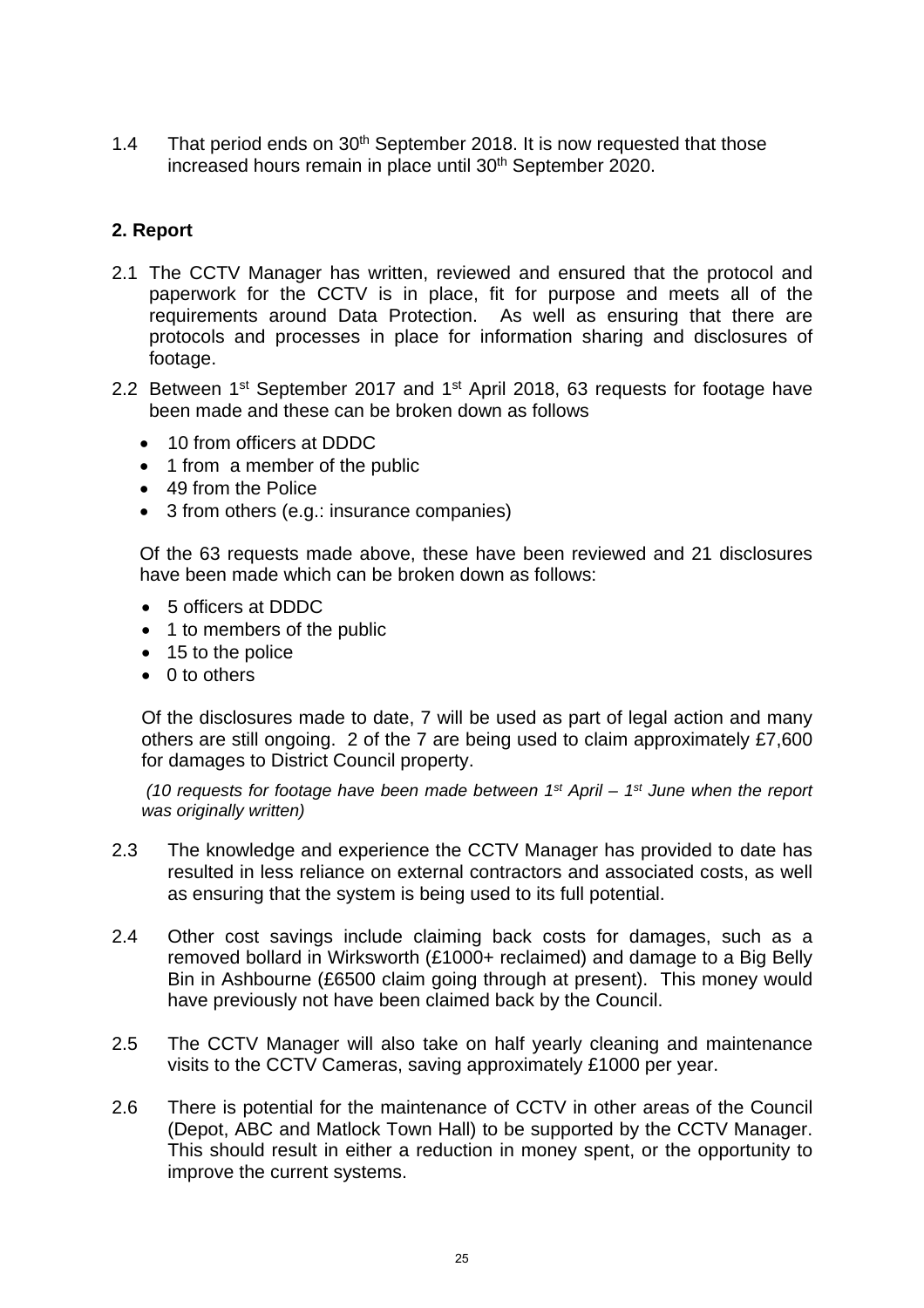1.4 That period ends on 30th September 2018. It is now requested that those increased hours remain in place until 30th September 2020.

## 2. Report

2.1 The CCTV Manager has written, reviewed and ensured that the protocol and paperwork for the CCTV is in place, fit for purpose and meets all of the requirements around Data Protection. As well as ensuring that there are protocols and processes in place for information sharing and disclosures of footage.

2.2 Between 1st September 2017 and 1st April 2018, 63 requests for footage have been made and these can be broken down as follows

- 10 from officers at DDDC
- 1 from a member of the public
- 49 from the Police
- 3 from others (e.g.: insurance companies)

Of the 63 requests made above, these have been reviewed and 21 disclosures have been made which can be broken down as follows:

- 5 officers at DDDC
- 1 to members of the public
- 15 to the police
- 0 to others

Of the disclosures made to date, 7 will be used as part of legal action and many others are still ongoing. 2 of the 7 are being used to claim approximately £7,600 for damages to District Council property.

*(10 requests for footage have been made between 1st April – 1st June when the report was originally written)*

2.3 The knowledge and experience the CCTV Manager has provided to date has resulted in less reliance on external contractors and associated costs, as well as ensuring that the system is being used to its full potential.

2.4 Other cost savings include claiming back costs for damages, such as a removed bollard in Wirksworth (£1000+ reclaimed) and damage to a Big Belly Bin in Ashbourne (£6500 claim going through at present). This money would have previously not have been claimed back by the Council.

2.5 The CCTV Manager will also take on half yearly cleaning and maintenance visits to the CCTV Cameras, saving approximately £1000 per year.

2.6 There is potential for the maintenance of CCTV in other areas of the Council (Depot, ABC and Matlock Town Hall) to be supported by the CCTV Manager. This should result in either a reduction in money spent, or the opportunity to improve the current systems.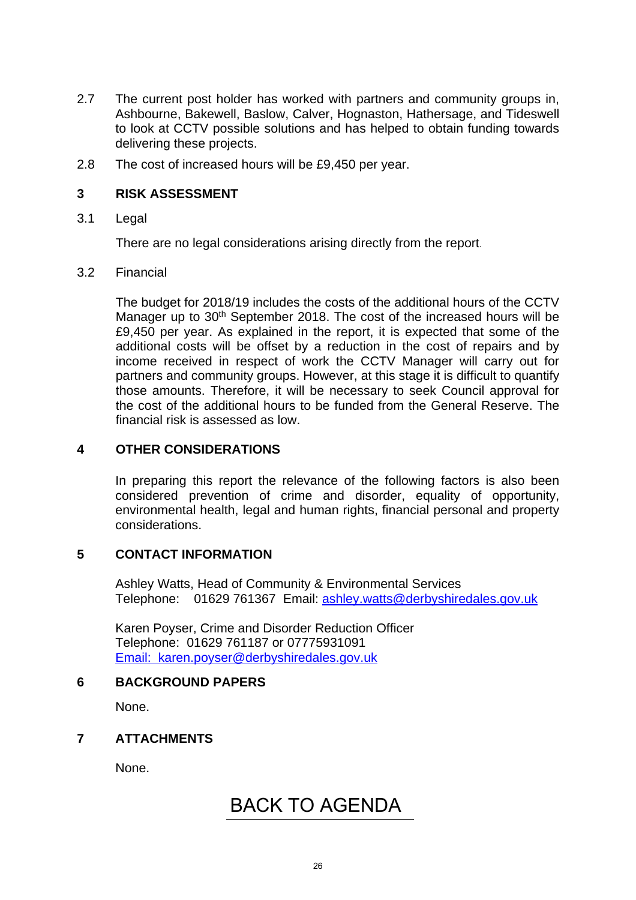2.7 The current post holder has worked with partners and community groups in, Ashbourne, Bakewell, Baslow, Calver, Hognaston, Hathersage, and Tideswell to look at CCTV possible solutions and has helped to obtain funding towards delivering these projects.

2.8 The cost of increased hours will be £9,450 per year.

## 3 RISK ASSESSMENT

3.1 Legal

There are no legal considerations arising directly from the report.

3.2 Financial

The budget for 2018/19 includes the costs of the additional hours of the CCTV Manager up to 30th September 2018. The cost of the increased hours will be £9,450 per year. As explained in the report, it is expected that some of the additional costs will be offset by a reduction in the cost of repairs and by income received in respect of work the CCTV Manager will carry out for partners and community groups. However, at this stage it is difficult to quantify those amounts. Therefore, it will be necessary to seek Council approval for the cost of the additional hours to be funded from the General Reserve. The financial risk is assessed as low.

## 4 OTHER CONSIDERATIONS

In preparing this report the relevance of the following factors is also been considered prevention of crime and disorder, equality of opportunity, environmental health, legal and human rights, financial personal and property considerations.

## 5 CONTACT INFORMATION

Ashley Watts, Head of Community & Environmental Services
Telephone: 01629 761367 Email: ashley.watts@derbyshiredales.gov.uk

Karen Poyser, Crime and Disorder Reduction Officer
Telephone: 01629 761187 or 07775931091
Email: karen.poyser@derbyshiredales.gov.uk

## 6 BACKGROUND PAPERS

None.

## 7 ATTACHMENTS

None.

BACK TO AGENDA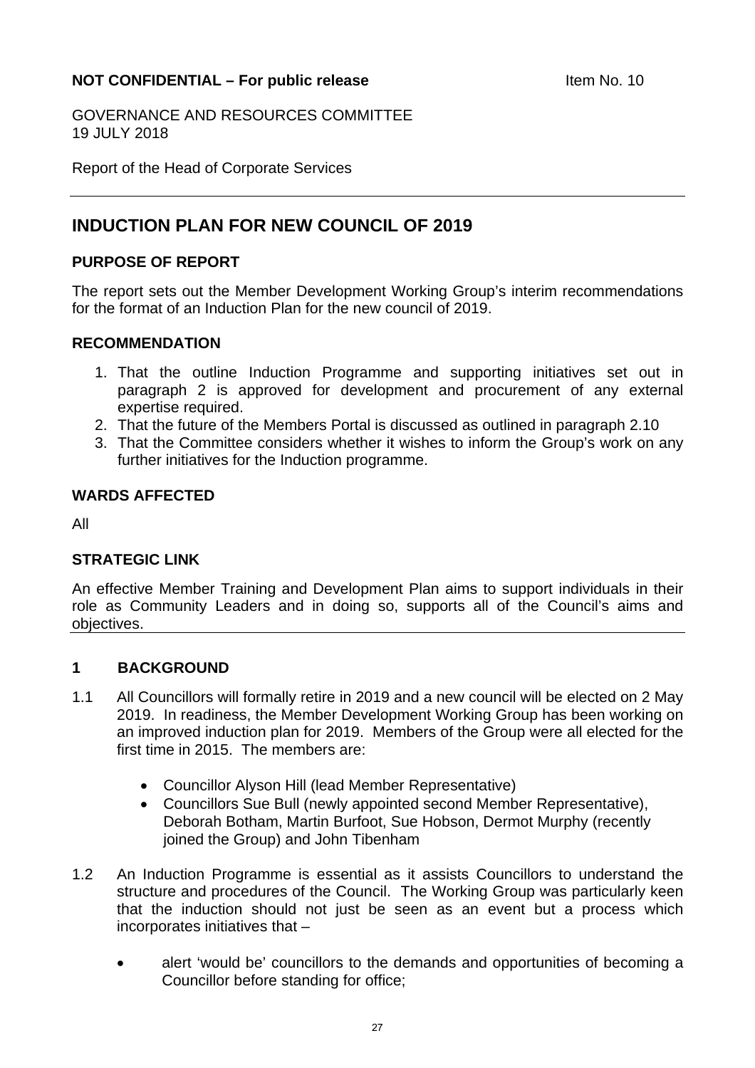**NOT CONFIDENTIAL – For public release** Item No. 10

GOVERNANCE AND RESOURCES COMMITTEE
19 JULY 2018

Report of the Head of Corporate Services

# INDUCTION PLAN FOR NEW COUNCIL OF 2019

### PURPOSE OF REPORT

The report sets out the Member Development Working Group's interim recommendations for the format of an Induction Plan for the new council of 2019.

### RECOMMENDATION

1. That the outline Induction Programme and supporting initiatives set out in paragraph 2 is approved for development and procurement of any external expertise required.
2. That the future of the Members Portal is discussed as outlined in paragraph 2.10
3. That the Committee considers whether it wishes to inform the Group's work on any further initiatives for the Induction programme.

### WARDS AFFECTED

All

### STRATEGIC LINK

An effective Member Training and Development Plan aims to support individuals in their role as Community Leaders and in doing so, supports all of the Council's aims and objectives.

## 1 BACKGROUND

1.1 All Councillors will formally retire in 2019 and a new council will be elected on 2 May 2019. In readiness, the Member Development Working Group has been working on an improved induction plan for 2019. Members of the Group were all elected for the first time in 2015. The members are:

- Councillor Alyson Hill (lead Member Representative)
- Councillors Sue Bull (newly appointed second Member Representative), Deborah Botham, Martin Burfoot, Sue Hobson, Dermot Murphy (recently joined the Group) and John Tibenham

1.2 An Induction Programme is essential as it assists Councillors to understand the structure and procedures of the Council. The Working Group was particularly keen that the induction should not just be seen as an event but a process which incorporates initiatives that –

- alert 'would be' councillors to the demands and opportunities of becoming a Councillor before standing for office;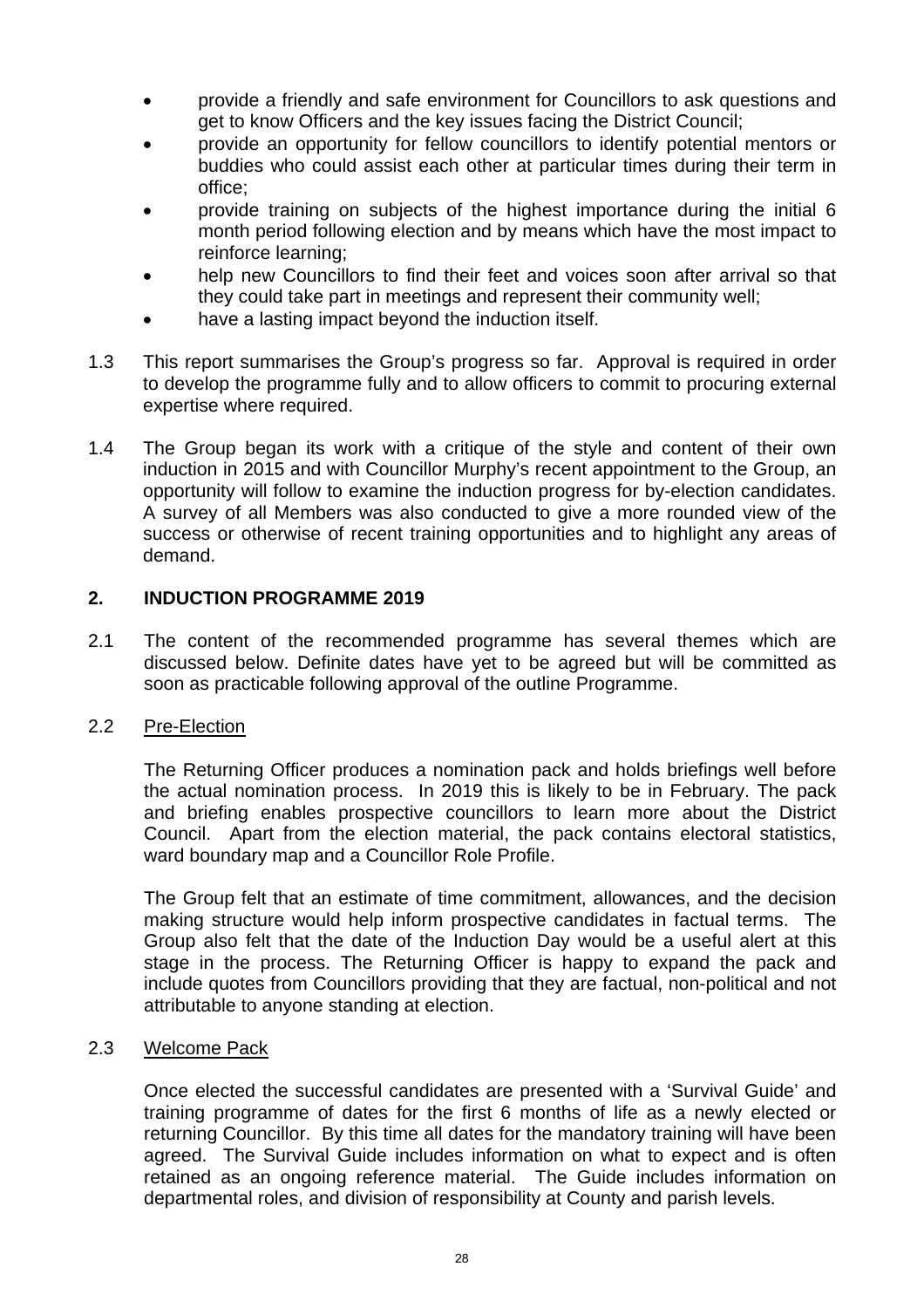- provide a friendly and safe environment for Councillors to ask questions and get to know Officers and the key issues facing the District Council;
- provide an opportunity for fellow councillors to identify potential mentors or buddies who could assist each other at particular times during their term in office;
- provide training on subjects of the highest importance during the initial 6 month period following election and by means which have the most impact to reinforce learning;
- help new Councillors to find their feet and voices soon after arrival so that they could take part in meetings and represent their community well;
- have a lasting impact beyond the induction itself.

1.3 This report summarises the Group's progress so far. Approval is required in order to develop the programme fully and to allow officers to commit to procuring external expertise where required.

1.4 The Group began its work with a critique of the style and content of their own induction in 2015 and with Councillor Murphy's recent appointment to the Group, an opportunity will follow to examine the induction progress for by-election candidates. A survey of all Members was also conducted to give a more rounded view of the success or otherwise of recent training opportunities and to highlight any areas of demand.

## 2. INDUCTION PROGRAMME 2019

2.1 The content of the recommended programme has several themes which are discussed below. Definite dates have yet to be agreed but will be committed as soon as practicable following approval of the outline Programme.

2.2 Pre-Election

The Returning Officer produces a nomination pack and holds briefings well before the actual nomination process. In 2019 this is likely to be in February. The pack and briefing enables prospective councillors to learn more about the District Council. Apart from the election material, the pack contains electoral statistics, ward boundary map and a Councillor Role Profile.

The Group felt that an estimate of time commitment, allowances, and the decision making structure would help inform prospective candidates in factual terms. The Group also felt that the date of the Induction Day would be a useful alert at this stage in the process. The Returning Officer is happy to expand the pack and include quotes from Councillors providing that they are factual, non-political and not attributable to anyone standing at election.

2.3 Welcome Pack

Once elected the successful candidates are presented with a 'Survival Guide' and training programme of dates for the first 6 months of life as a newly elected or returning Councillor. By this time all dates for the mandatory training will have been agreed. The Survival Guide includes information on what to expect and is often retained as an ongoing reference material. The Guide includes information on departmental roles, and division of responsibility at County and parish levels.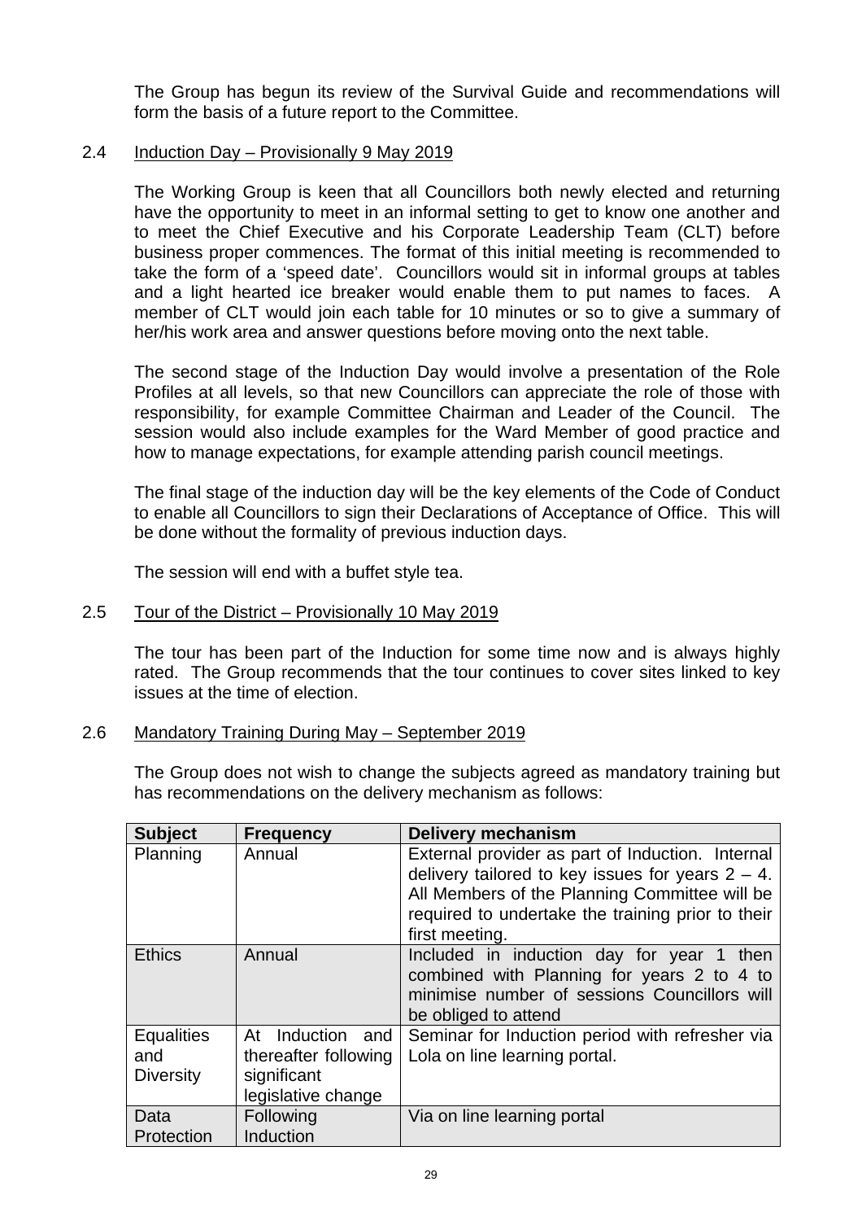The Group has begun its review of the Survival Guide and recommendations will form the basis of a future report to the Committee.

2.4 Induction Day – Provisionally 9 May 2019

The Working Group is keen that all Councillors both newly elected and returning have the opportunity to meet in an informal setting to get to know one another and to meet the Chief Executive and his Corporate Leadership Team (CLT) before business proper commences. The format of this initial meeting is recommended to take the form of a 'speed date'. Councillors would sit in informal groups at tables and a light hearted ice breaker would enable them to put names to faces. A member of CLT would join each table for 10 minutes or so to give a summary of her/his work area and answer questions before moving onto the next table.

The second stage of the Induction Day would involve a presentation of the Role Profiles at all levels, so that new Councillors can appreciate the role of those with responsibility, for example Committee Chairman and Leader of the Council. The session would also include examples for the Ward Member of good practice and how to manage expectations, for example attending parish council meetings.

The final stage of the induction day will be the key elements of the Code of Conduct to enable all Councillors to sign their Declarations of Acceptance of Office. This will be done without the formality of previous induction days.

The session will end with a buffet style tea.

2.5 Tour of the District – Provisionally 10 May 2019

The tour has been part of the Induction for some time now and is always highly rated. The Group recommends that the tour continues to cover sites linked to key issues at the time of election.

2.6 Mandatory Training During May – September 2019

The Group does not wish to change the subjects agreed as mandatory training but has recommendations on the delivery mechanism as follows:

| Subject | Frequency | Delivery mechanism |
|---|---|---|
| Planning | Annual | External provider as part of Induction. Internal delivery tailored to key issues for years 2 – 4. All Members of the Planning Committee will be required to undertake the training prior to their first meeting. |
| Ethics | Annual | Included in induction day for year 1 then combined with Planning for years 2 to 4 to minimise number of sessions Councillors will be obliged to attend |
| Equalities and Diversity | At Induction and thereafter following significant legislative change | Seminar for Induction period with refresher via Lola on line learning portal. |
| Data Protection | Following Induction | Via on line learning portal |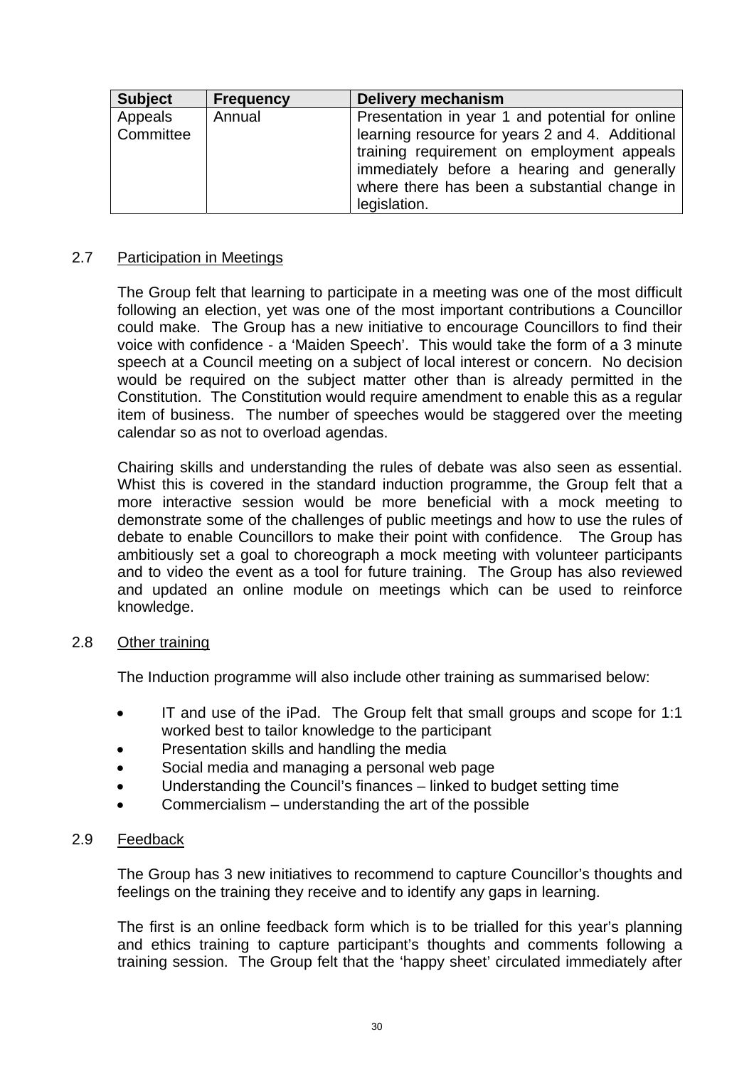| Subject | Frequency | Delivery mechanism |
| --- | --- | --- |
| Appeals Committee | Annual | Presentation in year 1 and potential for online learning resource for years 2 and 4. Additional training requirement on employment appeals immediately before a hearing and generally where there has been a substantial change in legislation. |

2.7 Participation in Meetings

The Group felt that learning to participate in a meeting was one of the most difficult following an election, yet was one of the most important contributions a Councillor could make. The Group has a new initiative to encourage Councillors to find their voice with confidence - a 'Maiden Speech'. This would take the form of a 3 minute speech at a Council meeting on a subject of local interest or concern. No decision would be required on the subject matter other than is already permitted in the Constitution. The Constitution would require amendment to enable this as a regular item of business. The number of speeches would be staggered over the meeting calendar so as not to overload agendas.

Chairing skills and understanding the rules of debate was also seen as essential. Whist this is covered in the standard induction programme, the Group felt that a more interactive session would be more beneficial with a mock meeting to demonstrate some of the challenges of public meetings and how to use the rules of debate to enable Councillors to make their point with confidence. The Group has ambitiously set a goal to choreograph a mock meeting with volunteer participants and to video the event as a tool for future training. The Group has also reviewed and updated an online module on meetings which can be used to reinforce knowledge.

2.8 Other training

The Induction programme will also include other training as summarised below:

- IT and use of the iPad. The Group felt that small groups and scope for 1:1 worked best to tailor knowledge to the participant
- Presentation skills and handling the media
- Social media and managing a personal web page
- Understanding the Council's finances – linked to budget setting time
- Commercialism – understanding the art of the possible

2.9 Feedback

The Group has 3 new initiatives to recommend to capture Councillor's thoughts and feelings on the training they receive and to identify any gaps in learning.

The first is an online feedback form which is to be trialled for this year's planning and ethics training to capture participant's thoughts and comments following a training session. The Group felt that the 'happy sheet' circulated immediately after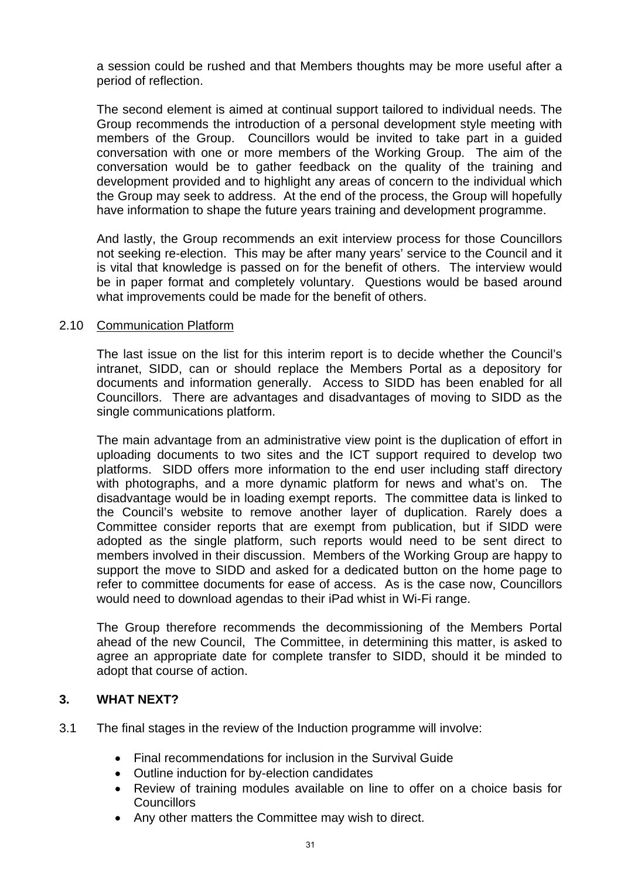a session could be rushed and that Members thoughts may be more useful after a period of reflection.

The second element is aimed at continual support tailored to individual needs. The Group recommends the introduction of a personal development style meeting with members of the Group. Councillors would be invited to take part in a guided conversation with one or more members of the Working Group. The aim of the conversation would be to gather feedback on the quality of the training and development provided and to highlight any areas of concern to the individual which the Group may seek to address. At the end of the process, the Group will hopefully have information to shape the future years training and development programme.

And lastly, the Group recommends an exit interview process for those Councillors not seeking re-election. This may be after many years' service to the Council and it is vital that knowledge is passed on for the benefit of others. The interview would be in paper format and completely voluntary. Questions would be based around what improvements could be made for the benefit of others.

2.10 Communication Platform

The last issue on the list for this interim report is to decide whether the Council's intranet, SIDD, can or should replace the Members Portal as a depository for documents and information generally. Access to SIDD has been enabled for all Councillors. There are advantages and disadvantages of moving to SIDD as the single communications platform.

The main advantage from an administrative view point is the duplication of effort in uploading documents to two sites and the ICT support required to develop two platforms. SIDD offers more information to the end user including staff directory with photographs, and a more dynamic platform for news and what's on. The disadvantage would be in loading exempt reports. The committee data is linked to the Council's website to remove another layer of duplication. Rarely does a Committee consider reports that are exempt from publication, but if SIDD were adopted as the single platform, such reports would need to be sent direct to members involved in their discussion. Members of the Working Group are happy to support the move to SIDD and asked for a dedicated button on the home page to refer to committee documents for ease of access. As is the case now, Councillors would need to download agendas to their iPad whist in Wi-Fi range.

The Group therefore recommends the decommissioning of the Members Portal ahead of the new Council, The Committee, in determining this matter, is asked to agree an appropriate date for complete transfer to SIDD, should it be minded to adopt that course of action.

## 3. WHAT NEXT?

3.1 The final stages in the review of the Induction programme will involve:

- Final recommendations for inclusion in the Survival Guide
- Outline induction for by-election candidates
- Review of training modules available on line to offer on a choice basis for Councillors
- Any other matters the Committee may wish to direct.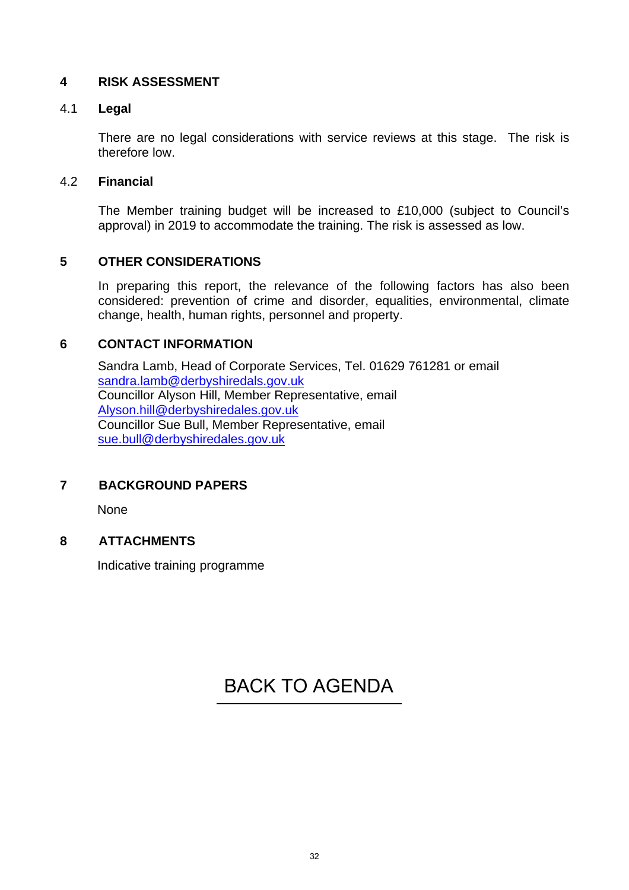## 4 RISK ASSESSMENT

### 4.1 Legal

There are no legal considerations with service reviews at this stage. The risk is therefore low.

### 4.2 Financial

The Member training budget will be increased to £10,000 (subject to Council's approval) in 2019 to accommodate the training. The risk is assessed as low.

## 5 OTHER CONSIDERATIONS

In preparing this report, the relevance of the following factors has also been considered: prevention of crime and disorder, equalities, environmental, climate change, health, human rights, personnel and property.

## 6 CONTACT INFORMATION

Sandra Lamb, Head of Corporate Services, Tel. 01629 761281 or email
sandra.lamb@derbyshiredals.gov.uk
Councillor Alyson Hill, Member Representative, email
Alyson.hill@derbyshiredales.gov.uk
Councillor Sue Bull, Member Representative, email
sue.bull@derbyshiredales.gov.uk

## 7 BACKGROUND PAPERS

None

## 8 ATTACHMENTS

Indicative training programme

BACK TO AGENDA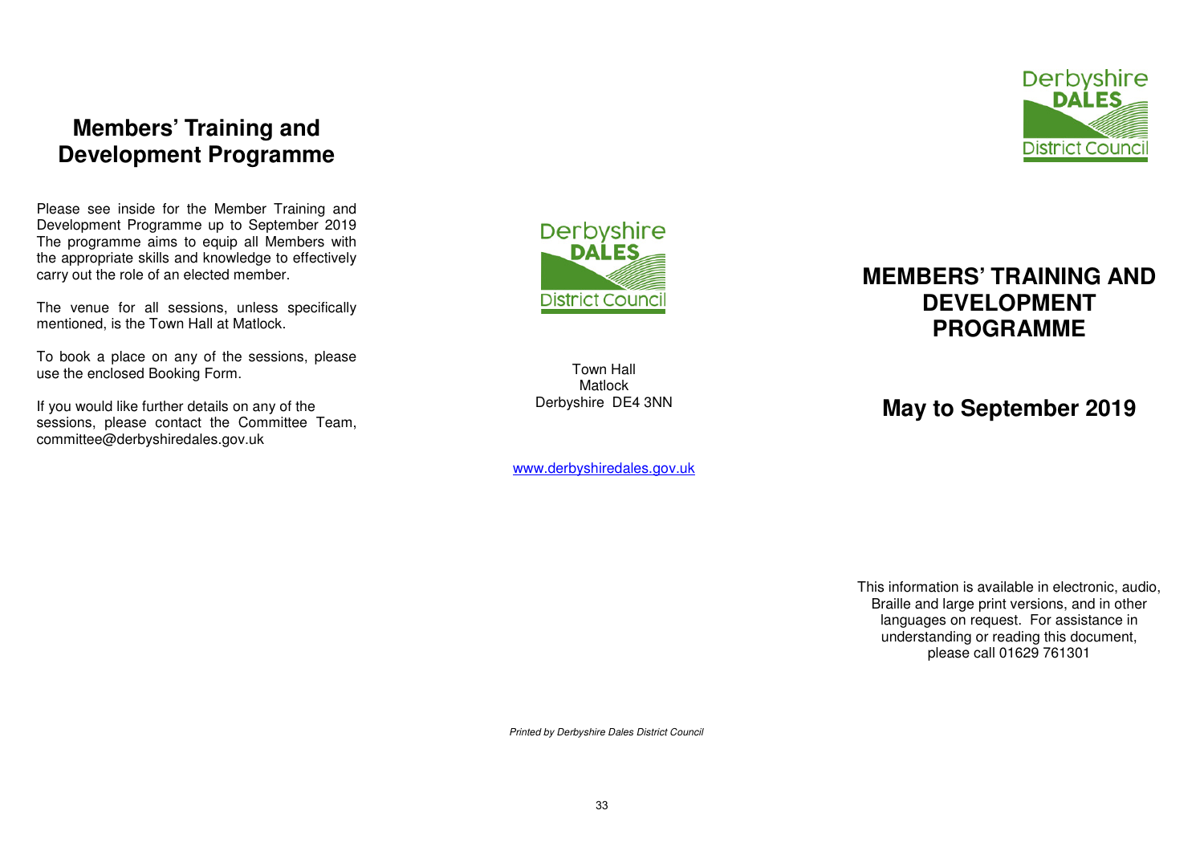# Members' Training and Development Programme

Please see inside for the Member Training and Development Programme up to September 2019 The programme aims to equip all Members with the appropriate skills and knowledge to effectively carry out the role of an elected member.

The venue for all sessions, unless specifically mentioned, is the Town Hall at Matlock.

To book a place on any of the sessions, please use the enclosed Booking Form.

If you would like further details on any of the sessions, please contact the Committee Team, committee@derbyshiredales.gov.uk

Derbyshire DALES District Council

Town Hall
Matlock
Derbyshire DE4 3NN

www.derbyshiredales.gov.uk

*Printed by Derbyshire Dales District Council*

Derbyshire DALES District Council

# MEMBERS' TRAINING AND DEVELOPMENT PROGRAMME

## May to September 2019

This information is available in electronic, audio, Braille and large print versions, and in other languages on request. For assistance in understanding or reading this document, please call 01629 761301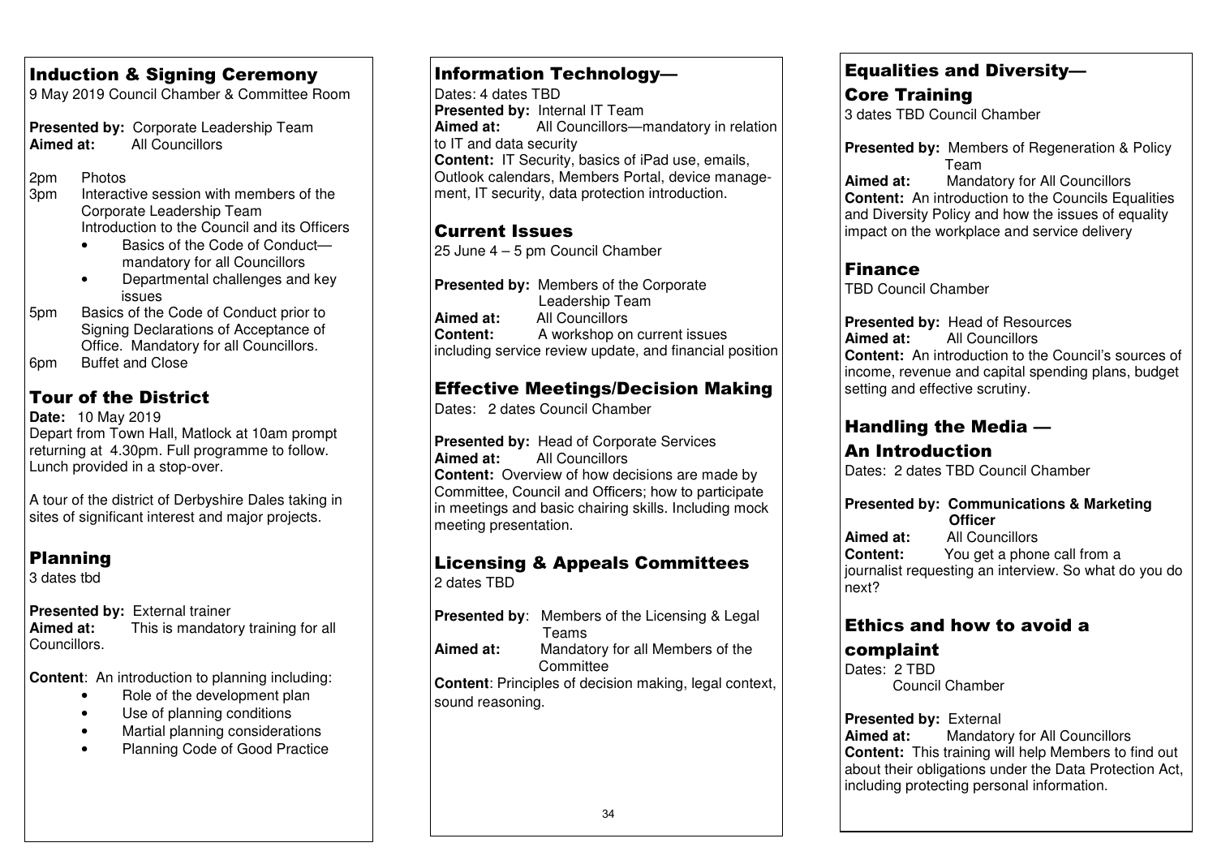## Induction & Signing Ceremony

9 May 2019 Council Chamber & Committee Room

**Presented by:** Corporate Leadership Team
**Aimed at:** All Councillors

2pm Photos
3pm Interactive session with members of the Corporate Leadership Team
Introduction to the Council and its Officers
- Basics of the Code of Conduct—mandatory for all Councillors
- Departmental challenges and key issues

5pm Basics of the Code of Conduct prior to Signing Declarations of Acceptance of Office. Mandatory for all Councillors.
6pm Buffet and Close

## Tour of the District

**Date:** 10 May 2019
Depart from Town Hall, Matlock at 10am prompt returning at 4.30pm. Full programme to follow. Lunch provided in a stop-over.

A tour of the district of Derbyshire Dales taking in sites of significant interest and major projects.

## Planning

3 dates tbd

**Presented by:** External trainer
**Aimed at:** This is mandatory training for all Councillors.

**Content**: An introduction to planning including:
- Role of the development plan
- Use of planning conditions
- Martial planning considerations
- Planning Code of Good Practice

## Information Technology—

Dates: 4 dates TBD
**Presented by:** Internal IT Team
**Aimed at:** All Councillors—mandatory in relation to IT and data security
**Content:** IT Security, basics of iPad use, emails, Outlook calendars, Members Portal, device management, IT security, data protection introduction.

## Current Issues

25 June 4 – 5 pm Council Chamber

**Presented by:** Members of the Corporate Leadership Team
**Aimed at:** All Councillors
**Content:** A workshop on current issues including service review update, and financial position

## Effective Meetings/Decision Making

Dates: 2 dates Council Chamber

**Presented by:** Head of Corporate Services
**Aimed at:** All Councillors
**Content:** Overview of how decisions are made by Committee, Council and Officers; how to participate in meetings and basic chairing skills. Including mock meeting presentation.

## Licensing & Appeals Committees

2 dates TBD

**Presented by**: Members of the Licensing & Legal Teams
**Aimed at:** Mandatory for all Members of the Committee
**Content**: Principles of decision making, legal context, sound reasoning.

## Equalities and Diversity—Core Training

3 dates TBD Council Chamber

**Presented by:** Members of Regeneration & Policy Team
**Aimed at:** Mandatory for All Councillors
**Content:** An introduction to the Councils Equalities and Diversity Policy and how the issues of equality impact on the workplace and service delivery

## Finance

TBD Council Chamber

**Presented by:** Head of Resources
**Aimed at:** All Councillors
**Content:** An introduction to the Council's sources of income, revenue and capital spending plans, budget setting and effective scrutiny.

## Handling the Media —An Introduction

Dates: 2 dates TBD Council Chamber

**Presented by: Communications & Marketing Officer**
**Aimed at:** All Councillors
**Content:** You get a phone call from a journalist requesting an interview. So what do you do next?

## Ethics and how to avoid a complaint

Dates: 2 TBD
Council Chamber

**Presented by:** External
**Aimed at:** Mandatory for All Councillors
**Content:** This training will help Members to find out about their obligations under the Data Protection Act, including protecting personal information.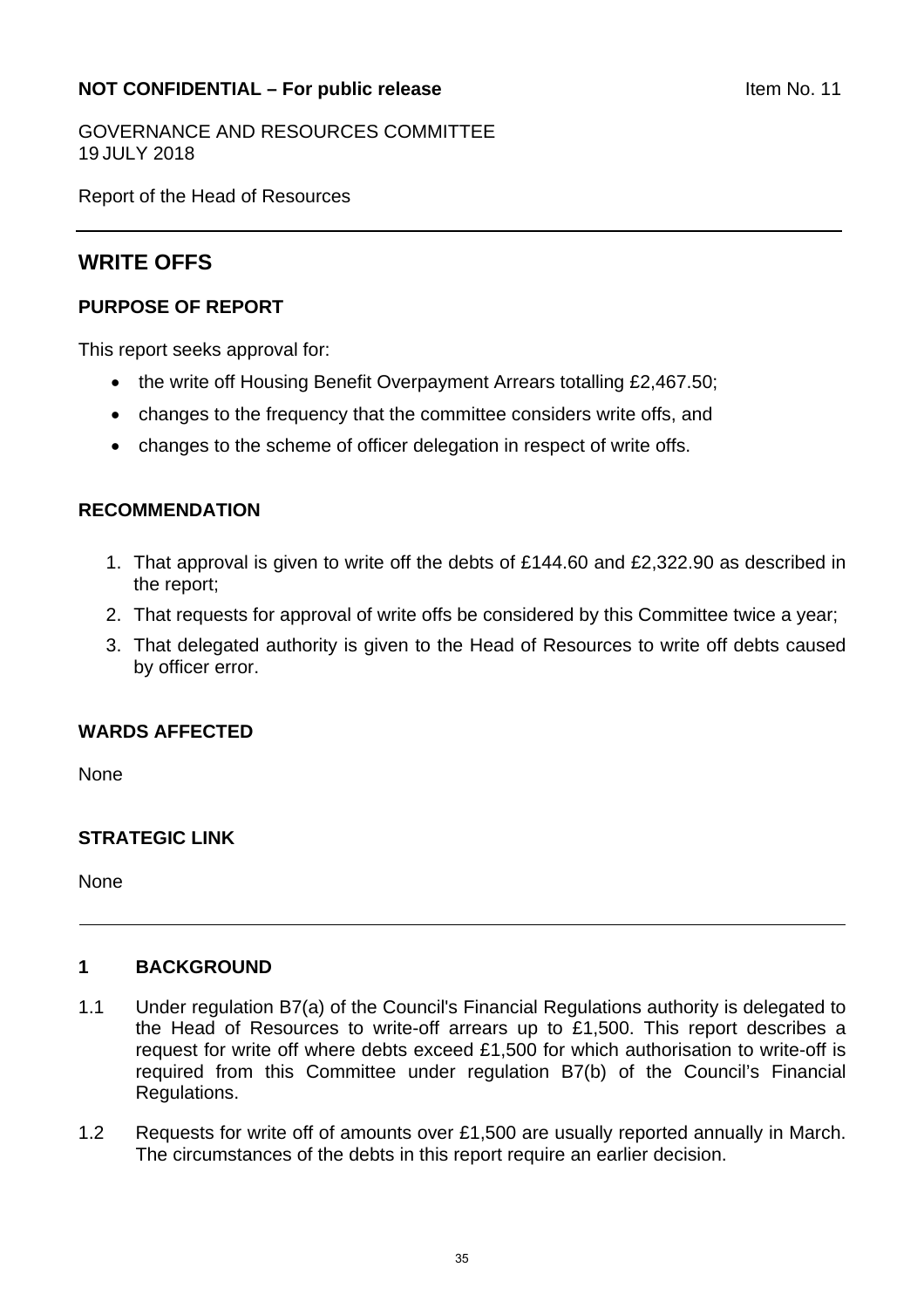**NOT CONFIDENTIAL – For public release** Item No. 11

GOVERNANCE AND RESOURCES COMMITTEE
19 JULY 2018

Report of the Head of Resources

# WRITE OFFS

## PURPOSE OF REPORT

This report seeks approval for:

- the write off Housing Benefit Overpayment Arrears totalling £2,467.50;
- changes to the frequency that the committee considers write offs, and
- changes to the scheme of officer delegation in respect of write offs.

## RECOMMENDATION

1. That approval is given to write off the debts of £144.60 and £2,322.90 as described in the report;
2. That requests for approval of write offs be considered by this Committee twice a year;
3. That delegated authority is given to the Head of Resources to write off debts caused by officer error.

## WARDS AFFECTED

None

## STRATEGIC LINK

None

## 1 BACKGROUND

1.1 Under regulation B7(a) of the Council's Financial Regulations authority is delegated to the Head of Resources to write-off arrears up to £1,500. This report describes a request for write off where debts exceed £1,500 for which authorisation to write-off is required from this Committee under regulation B7(b) of the Council's Financial Regulations.

1.2 Requests for write off of amounts over £1,500 are usually reported annually in March. The circumstances of the debts in this report require an earlier decision.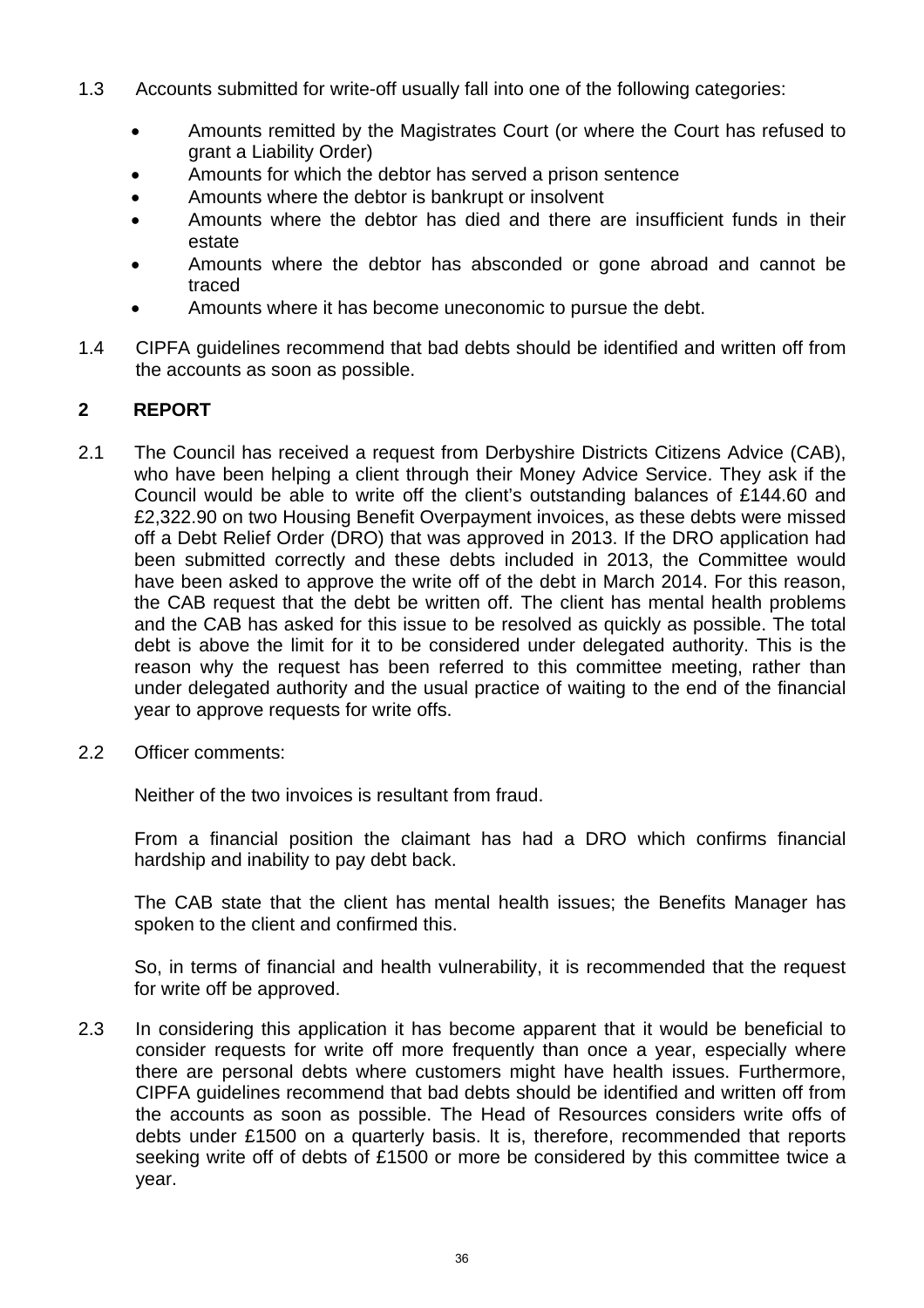1.3 Accounts submitted for write-off usually fall into one of the following categories:

- Amounts remitted by the Magistrates Court (or where the Court has refused to grant a Liability Order)
- Amounts for which the debtor has served a prison sentence
- Amounts where the debtor is bankrupt or insolvent
- Amounts where the debtor has died and there are insufficient funds in their estate
- Amounts where the debtor has absconded or gone abroad and cannot be traced
- Amounts where it has become uneconomic to pursue the debt.

1.4 CIPFA guidelines recommend that bad debts should be identified and written off from the accounts as soon as possible.

## 2 REPORT

2.1 The Council has received a request from Derbyshire Districts Citizens Advice (CAB), who have been helping a client through their Money Advice Service. They ask if the Council would be able to write off the client's outstanding balances of £144.60 and £2,322.90 on two Housing Benefit Overpayment invoices, as these debts were missed off a Debt Relief Order (DRO) that was approved in 2013. If the DRO application had been submitted correctly and these debts included in 2013, the Committee would have been asked to approve the write off of the debt in March 2014. For this reason, the CAB request that the debt be written off. The client has mental health problems and the CAB has asked for this issue to be resolved as quickly as possible. The total debt is above the limit for it to be considered under delegated authority. This is the reason why the request has been referred to this committee meeting, rather than under delegated authority and the usual practice of waiting to the end of the financial year to approve requests for write offs.

2.2 Officer comments:

Neither of the two invoices is resultant from fraud.

From a financial position the claimant has had a DRO which confirms financial hardship and inability to pay debt back.

The CAB state that the client has mental health issues; the Benefits Manager has spoken to the client and confirmed this.

So, in terms of financial and health vulnerability, it is recommended that the request for write off be approved.

2.3 In considering this application it has become apparent that it would be beneficial to consider requests for write off more frequently than once a year, especially where there are personal debts where customers might have health issues. Furthermore, CIPFA guidelines recommend that bad debts should be identified and written off from the accounts as soon as possible. The Head of Resources considers write offs of debts under £1500 on a quarterly basis. It is, therefore, recommended that reports seeking write off of debts of £1500 or more be considered by this committee twice a year.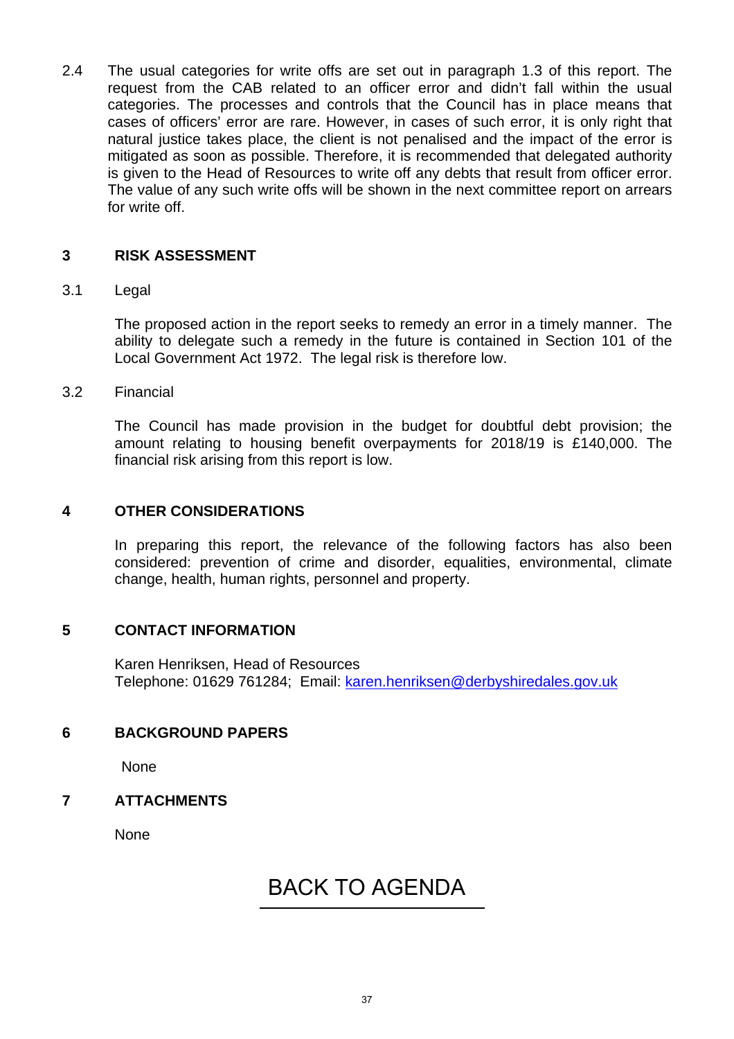2.4 The usual categories for write offs are set out in paragraph 1.3 of this report. The request from the CAB related to an officer error and didn't fall within the usual categories. The processes and controls that the Council has in place means that cases of officers' error are rare. However, in cases of such error, it is only right that natural justice takes place, the client is not penalised and the impact of the error is mitigated as soon as possible. Therefore, it is recommended that delegated authority is given to the Head of Resources to write off any debts that result from officer error. The value of any such write offs will be shown in the next committee report on arrears for write off.

## 3 RISK ASSESSMENT

3.1 Legal

The proposed action in the report seeks to remedy an error in a timely manner. The ability to delegate such a remedy in the future is contained in Section 101 of the Local Government Act 1972. The legal risk is therefore low.

3.2 Financial

The Council has made provision in the budget for doubtful debt provision; the amount relating to housing benefit overpayments for 2018/19 is £140,000. The financial risk arising from this report is low.

## 4 OTHER CONSIDERATIONS

In preparing this report, the relevance of the following factors has also been considered: prevention of crime and disorder, equalities, environmental, climate change, health, human rights, personnel and property.

## 5 CONTACT INFORMATION

Karen Henriksen, Head of Resources
Telephone: 01629 761284; Email: [karen.henriksen@derbyshiredales.gov.uk](mailto:karen.henriksen@derbyshiredales.gov.uk)

## 6 BACKGROUND PAPERS

None

## 7 ATTACHMENTS

None

BACK TO AGENDA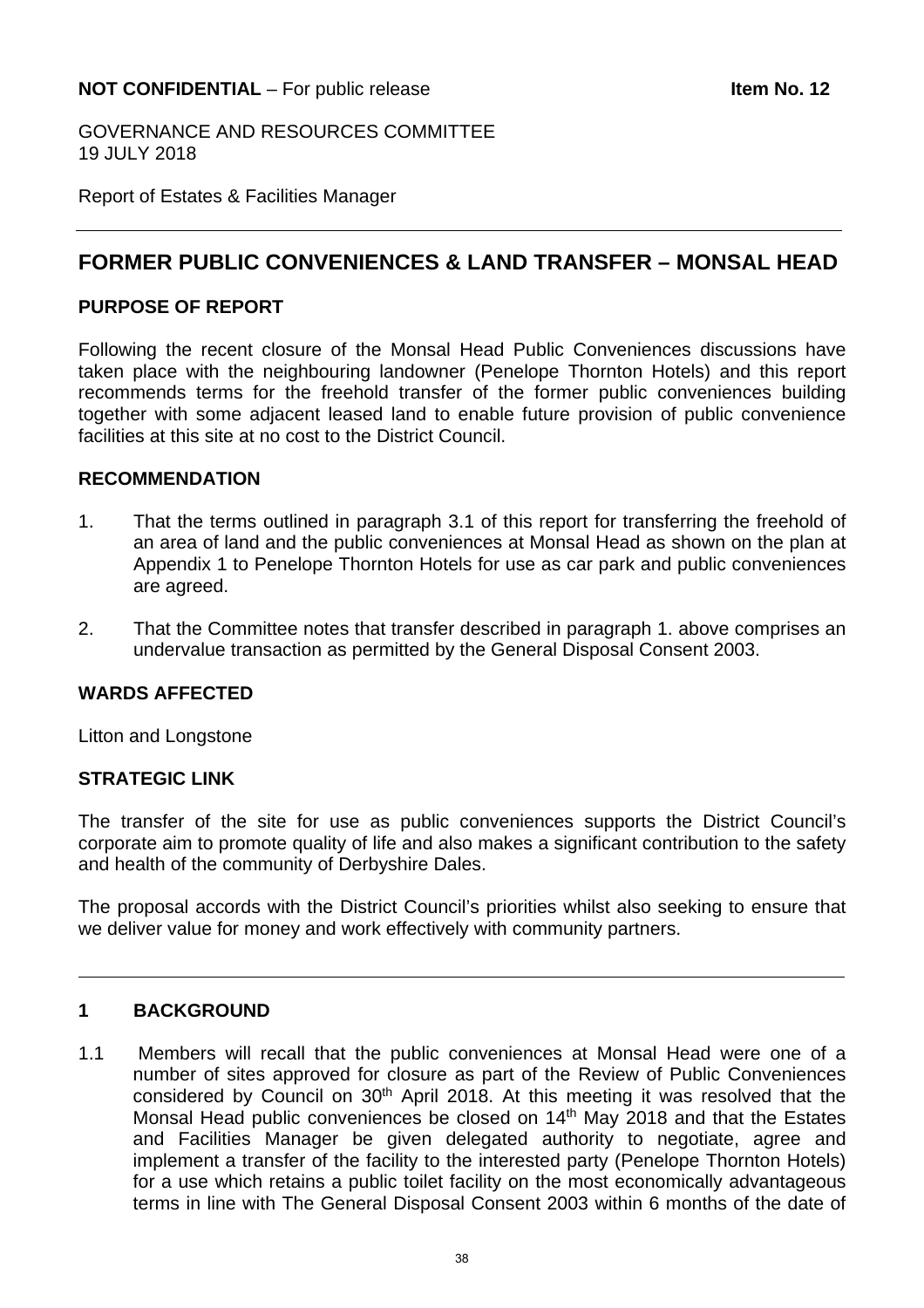**NOT CONFIDENTIAL** – For public release **Item No. 12**

GOVERNANCE AND RESOURCES COMMITTEE
19 JULY 2018

Report of Estates & Facilities Manager

---

# FORMER PUBLIC CONVENIENCES & LAND TRANSFER – MONSAL HEAD

## PURPOSE OF REPORT

Following the recent closure of the Monsal Head Public Conveniences discussions have taken place with the neighbouring landowner (Penelope Thornton Hotels) and this report recommends terms for the freehold transfer of the former public conveniences building together with some adjacent leased land to enable future provision of public convenience facilities at this site at no cost to the District Council.

## RECOMMENDATION

1. That the terms outlined in paragraph 3.1 of this report for transferring the freehold of an area of land and the public conveniences at Monsal Head as shown on the plan at Appendix 1 to Penelope Thornton Hotels for use as car park and public conveniences are agreed.

2. That the Committee notes that transfer described in paragraph 1. above comprises an undervalue transaction as permitted by the General Disposal Consent 2003.

## WARDS AFFECTED

Litton and Longstone

## STRATEGIC LINK

The transfer of the site for use as public conveniences supports the District Council's corporate aim to promote quality of life and also makes a significant contribution to the safety and health of the community of Derbyshire Dales.

The proposal accords with the District Council's priorities whilst also seeking to ensure that we deliver value for money and work effectively with community partners.

---

## 1 BACKGROUND

1.1 Members will recall that the public conveniences at Monsal Head were one of a number of sites approved for closure as part of the Review of Public Conveniences considered by Council on 30th April 2018. At this meeting it was resolved that the Monsal Head public conveniences be closed on 14th May 2018 and that the Estates and Facilities Manager be given delegated authority to negotiate, agree and implement a transfer of the facility to the interested party (Penelope Thornton Hotels) for a use which retains a public toilet facility on the most economically advantageous terms in line with The General Disposal Consent 2003 within 6 months of the date of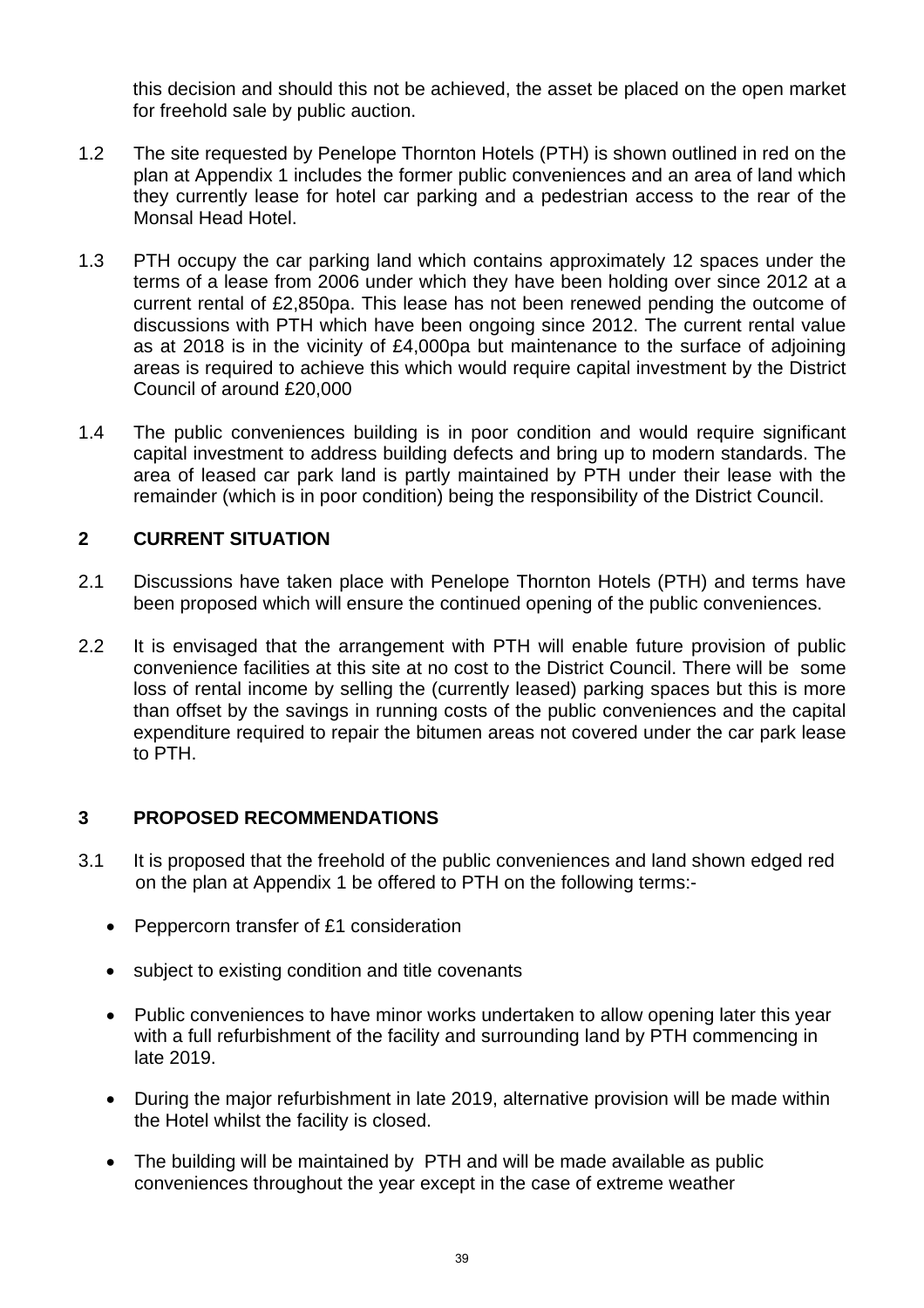this decision and should this not be achieved, the asset be placed on the open market for freehold sale by public auction.

1.2 The site requested by Penelope Thornton Hotels (PTH) is shown outlined in red on the plan at Appendix 1 includes the former public conveniences and an area of land which they currently lease for hotel car parking and a pedestrian access to the rear of the Monsal Head Hotel.

1.3 PTH occupy the car parking land which contains approximately 12 spaces under the terms of a lease from 2006 under which they have been holding over since 2012 at a current rental of £2,850pa. This lease has not been renewed pending the outcome of discussions with PTH which have been ongoing since 2012. The current rental value as at 2018 is in the vicinity of £4,000pa but maintenance to the surface of adjoining areas is required to achieve this which would require capital investment by the District Council of around £20,000

1.4 The public conveniences building is in poor condition and would require significant capital investment to address building defects and bring up to modern standards. The area of leased car park land is partly maintained by PTH under their lease with the remainder (which is in poor condition) being the responsibility of the District Council.

## 2 CURRENT SITUATION

2.1 Discussions have taken place with Penelope Thornton Hotels (PTH) and terms have been proposed which will ensure the continued opening of the public conveniences.

2.2 It is envisaged that the arrangement with PTH will enable future provision of public convenience facilities at this site at no cost to the District Council. There will be some loss of rental income by selling the (currently leased) parking spaces but this is more than offset by the savings in running costs of the public conveniences and the capital expenditure required to repair the bitumen areas not covered under the car park lease to PTH.

## 3 PROPOSED RECOMMENDATIONS

3.1 It is proposed that the freehold of the public conveniences and land shown edged red on the plan at Appendix 1 be offered to PTH on the following terms:-

- Peppercorn transfer of £1 consideration
- subject to existing condition and title covenants
- Public conveniences to have minor works undertaken to allow opening later this year with a full refurbishment of the facility and surrounding land by PTH commencing in late 2019.
- During the major refurbishment in late 2019, alternative provision will be made within the Hotel whilst the facility is closed.
- The building will be maintained by PTH and will be made available as public conveniences throughout the year except in the case of extreme weather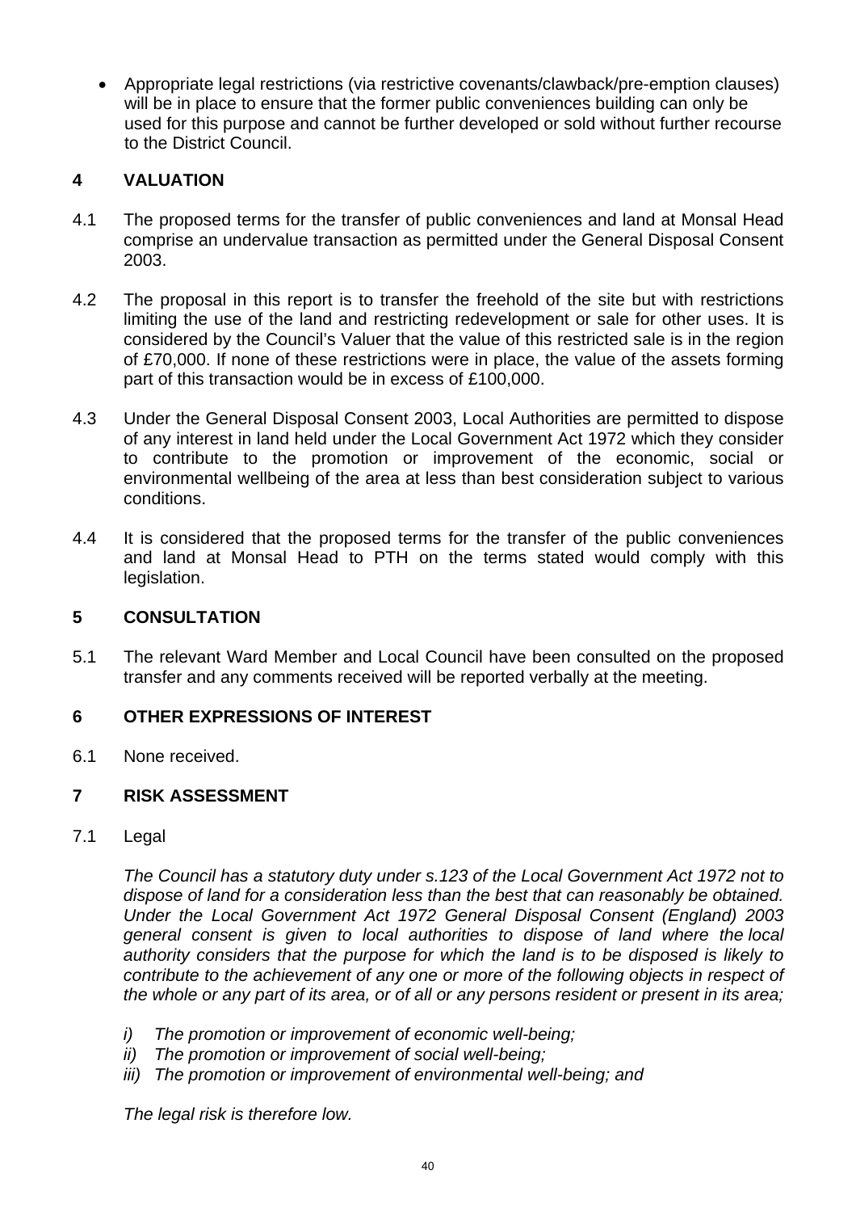- Appropriate legal restrictions (via restrictive covenants/clawback/pre-emption clauses) will be in place to ensure that the former public conveniences building can only be used for this purpose and cannot be further developed or sold without further recourse to the District Council.

## 4 VALUATION

4.1 The proposed terms for the transfer of public conveniences and land at Monsal Head comprise an undervalue transaction as permitted under the General Disposal Consent 2003.

4.2 The proposal in this report is to transfer the freehold of the site but with restrictions limiting the use of the land and restricting redevelopment or sale for other uses. It is considered by the Council's Valuer that the value of this restricted sale is in the region of £70,000. If none of these restrictions were in place, the value of the assets forming part of this transaction would be in excess of £100,000.

4.3 Under the General Disposal Consent 2003, Local Authorities are permitted to dispose of any interest in land held under the Local Government Act 1972 which they consider to contribute to the promotion or improvement of the economic, social or environmental wellbeing of the area at less than best consideration subject to various conditions.

4.4 It is considered that the proposed terms for the transfer of the public conveniences and land at Monsal Head to PTH on the terms stated would comply with this legislation.

## 5 CONSULTATION

5.1 The relevant Ward Member and Local Council have been consulted on the proposed transfer and any comments received will be reported verbally at the meeting.

## 6 OTHER EXPRESSIONS OF INTEREST

6.1 None received.

## 7 RISK ASSESSMENT

7.1 Legal

*The Council has a statutory duty under s.123 of the Local Government Act 1972 not to dispose of land for a consideration less than the best that can reasonably be obtained. Under the Local Government Act 1972 General Disposal Consent (England) 2003 general consent is given to local authorities to dispose of land where the local authority considers that the purpose for which the land is to be disposed is likely to contribute to the achievement of any one or more of the following objects in respect of the whole or any part of its area, or of all or any persons resident or present in its area;*

*i) The promotion or improvement of economic well-being;*
*ii) The promotion or improvement of social well-being;*
*iii) The promotion or improvement of environmental well-being; and*

*The legal risk is therefore low.*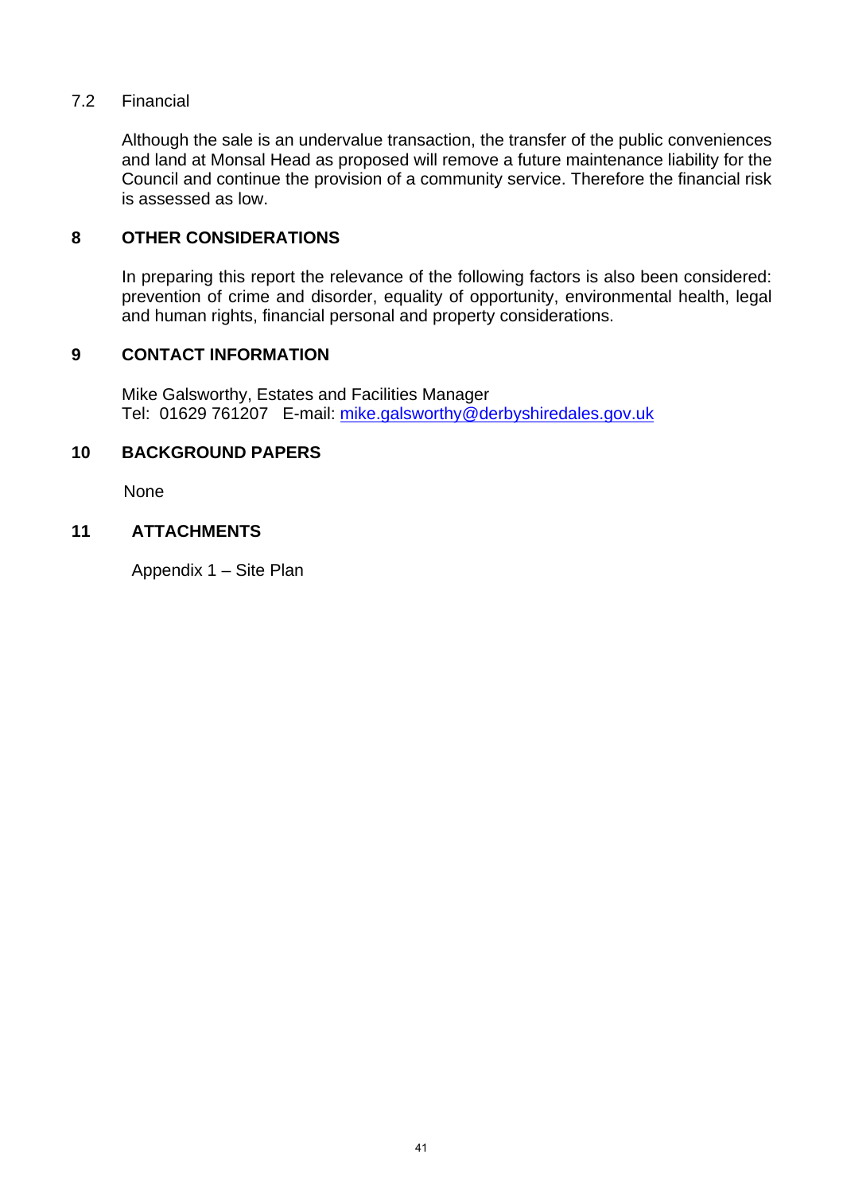### 7.2 Financial

Although the sale is an undervalue transaction, the transfer of the public conveniences and land at Monsal Head as proposed will remove a future maintenance liability for the Council and continue the provision of a community service. Therefore the financial risk is assessed as low.

## 8 OTHER CONSIDERATIONS

In preparing this report the relevance of the following factors is also been considered: prevention of crime and disorder, equality of opportunity, environmental health, legal and human rights, financial personal and property considerations.

## 9 CONTACT INFORMATION

Mike Galsworthy, Estates and Facilities Manager
Tel: 01629 761207 E-mail: mike.galsworthy@derbyshiredales.gov.uk

## 10 BACKGROUND PAPERS

None

## 11 ATTACHMENTS

Appendix 1 – Site Plan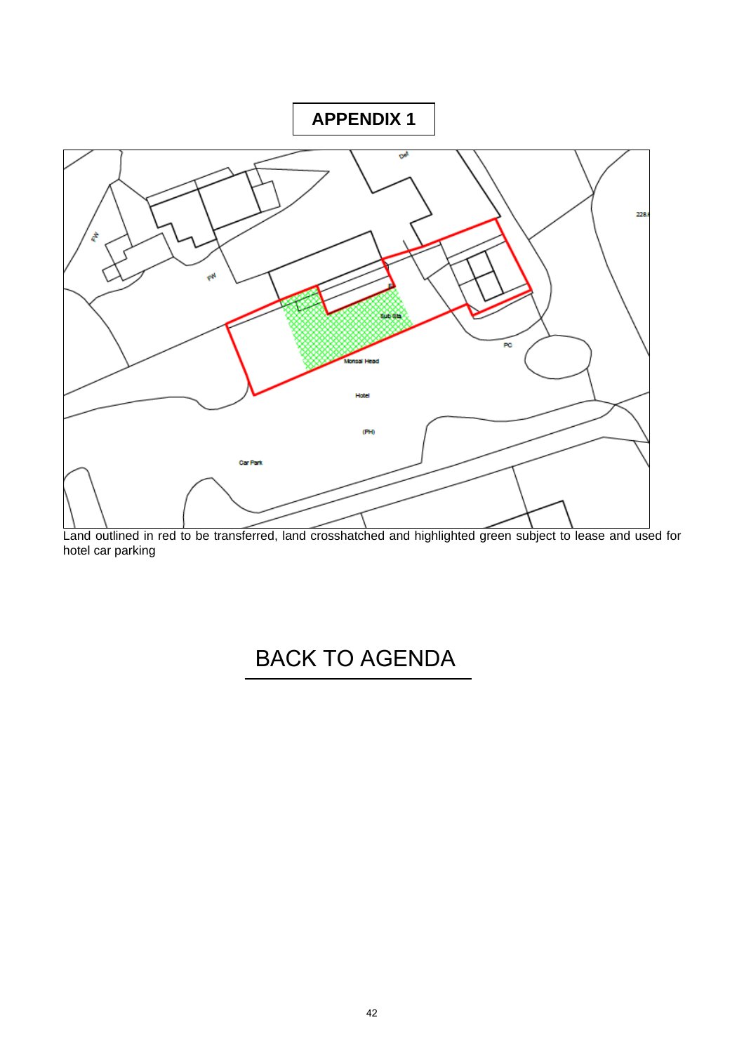# APPENDIX 1

Def

228.

FW

FW

El

Sub Sta

PC

Monsal Head

Hotel

(PH)

Car Park

Land outlined in red to be transferred, land crosshatched and highlighted green subject to lease and used for hotel car parking

BACK TO AGENDA